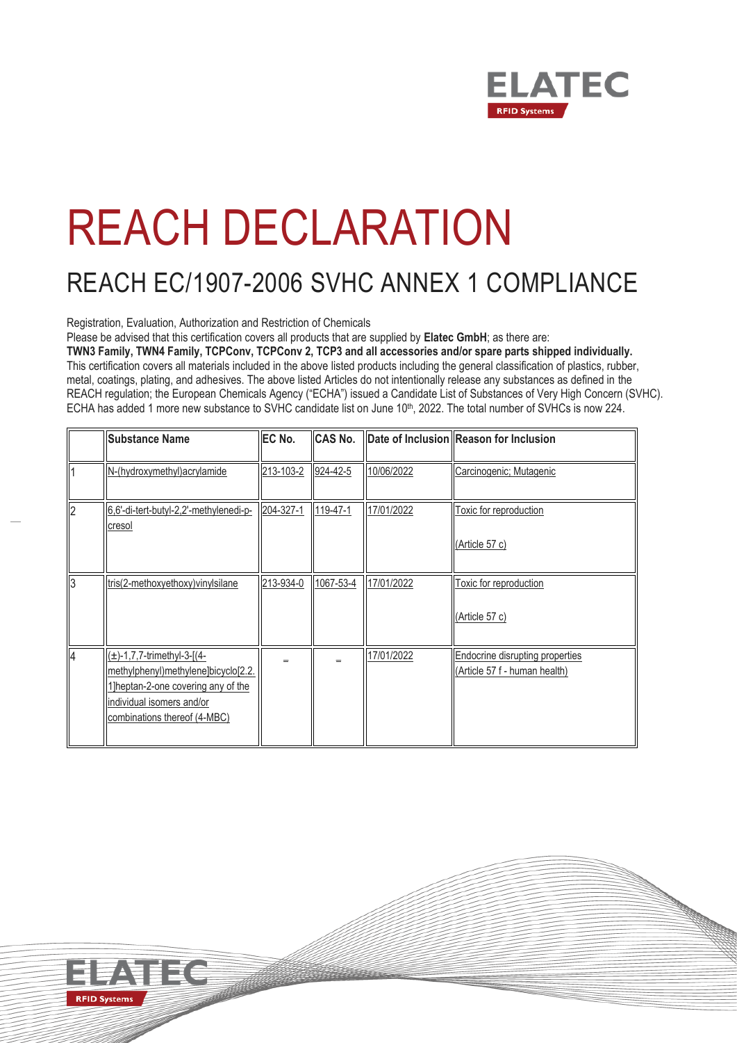# REACH DECLARATION

## REACH EC/1907-2006 SVHC ANNEX 1 COMPLIANCE

Registration, Evaluation, Authorization and Restriction of Chemicals

Please be advised that this certification covers all products that are supplied by **Elatec GmbH**; as there are:

**TWN3 Family, TWN4 Family, TCPConv, TCPConv 2, TCP3 and all accessories and/or spare parts shipped individually.**

This certification covers all materials included in the above listed products including the general classification of plastics, rubber, metal, coatings, plating, and adhesives. The above listed Articles do not intentionally release any substances as defined in the REACH regulation; the European Chemicals Agency ("ECHA") issued a Candidate List of Substances of Very High Concern (SVHC). ECHA has added 1 more new substance to SVHC candidate list on June 10th, 2022. The total number of SVHCs is now 224.

| | Substance Name | EC No. | CAS No. | Date of Inclusion | Reason for Inclusion |
|---|---|---|---|---|---|
| 1 | N-(hydroxymethyl)acrylamide | 213-103-2 | 924-42-5 | 10/06/2022 | Carcinogenic; Mutagenic |
| 2 | 6,6'-di-tert-butyl-2,2'-methylenedi-p-cresol | 204-327-1 | 119-47-1 | 17/01/2022 | Toxic for reproduction (Article 57 c) |
| 3 | tris(2-methoxyethoxy)vinylsilane | 213-934-0 | 1067-53-4 | 17/01/2022 | Toxic for reproduction (Article 57 c) |
| 4 | (±)-1,7,7-trimethyl-3-[(4-methylphenyl)methylene]bicyclo[2.2.1]heptan-2-one covering any of the individual isomers and/or combinations thereof (4-MBC) | = | = | 17/01/2022 | Endocrine disrupting properties (Article 57 f - human health) |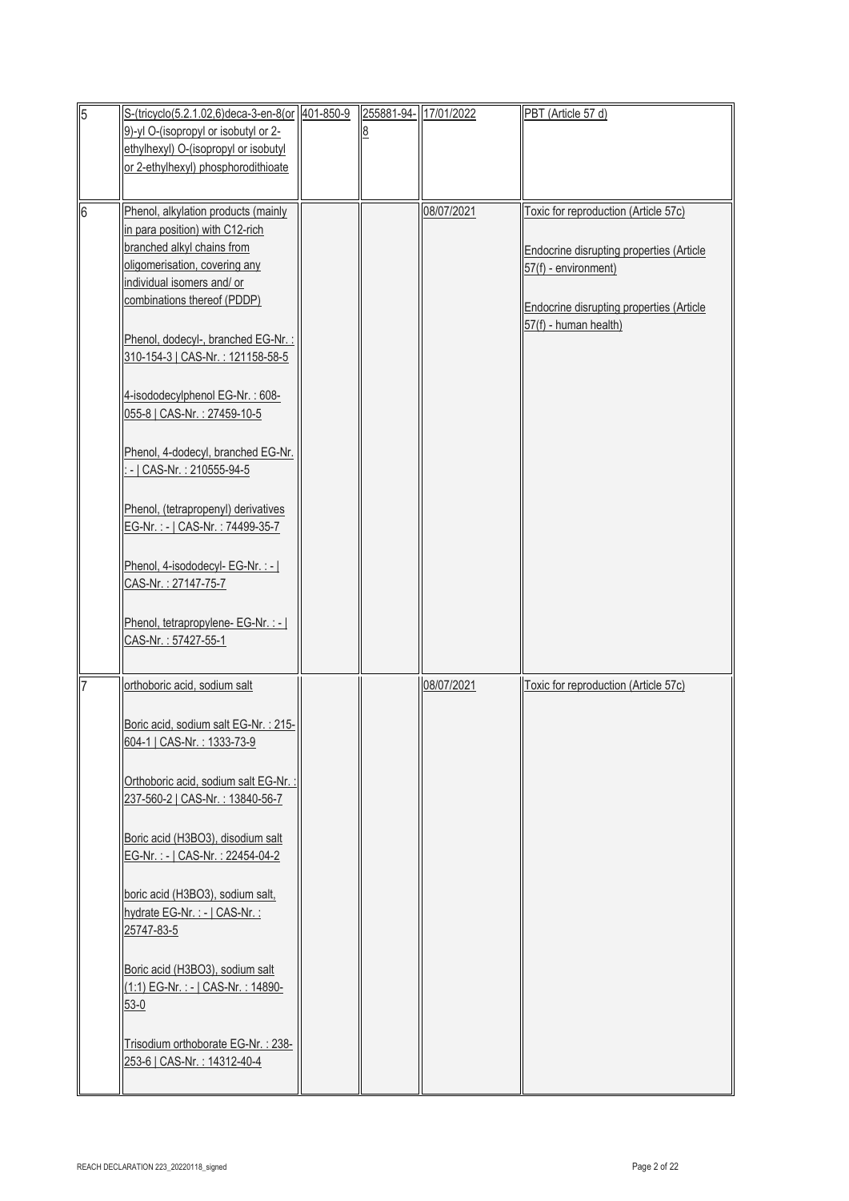| 5 | S-(tricyclo(5.2.1.02,6)deca-3-en-8(or 9)-yl O-(isopropyl or isobutyl or 2-ethylhexyl) O-(isopropyl or isobutyl or 2-ethylhexyl) phosphorodithioate | 401-850-9 | 255881-94-8 | 17/01/2022 | PBT (Article 57 d) |
|---|---|---|---|---|---|
| 6 | Phenol, alkylation products (mainly in para position) with C12-rich branched alkyl chains from oligomerisation, covering any individual isomers and/ or combinations thereof (PDDP)<br><br>Phenol, dodecyl-, branched EG-Nr. : 310-154-3 \| CAS-Nr. : 121158-58-5<br><br>4-isododecylphenol EG-Nr. : 608-055-8 \| CAS-Nr. : 27459-10-5<br><br>Phenol, 4-dodecyl, branched EG-Nr. : - \| CAS-Nr. : 210555-94-5<br><br>Phenol, (tetrapropenyl) derivatives EG-Nr. : - \| CAS-Nr. : 74499-35-7<br><br>Phenol, 4-isododecyl- EG-Nr. : - \| CAS-Nr. : 27147-75-7<br><br>Phenol, tetrapropylene- EG-Nr. : - \| CAS-Nr. : 57427-55-1 | | | 08/07/2021 | Toxic for reproduction (Article 57c)<br><br>Endocrine disrupting properties (Article 57(f) - environment)<br><br>Endocrine disrupting properties (Article 57(f) - human health) |
| 7 | orthoboric acid, sodium salt<br><br>Boric acid, sodium salt EG-Nr. : 215-604-1 \| CAS-Nr. : 1333-73-9<br><br>Orthoboric acid, sodium salt EG-Nr. : 237-560-2 \| CAS-Nr. : 13840-56-7<br><br>Boric acid (H3BO3), disodium salt EG-Nr. : - \| CAS-Nr. : 22454-04-2<br><br>boric acid (H3BO3), sodium salt, hydrate EG-Nr. : - \| CAS-Nr. : 25747-83-5<br><br>Boric acid (H3BO3), sodium salt (1:1) EG-Nr. : - \| CAS-Nr. : 14890-53-0<br><br>Trisodium orthoborate EG-Nr. : 238-253-6 \| CAS-Nr. : 14312-40-4 | | | 08/07/2021 | Toxic for reproduction (Article 57c) |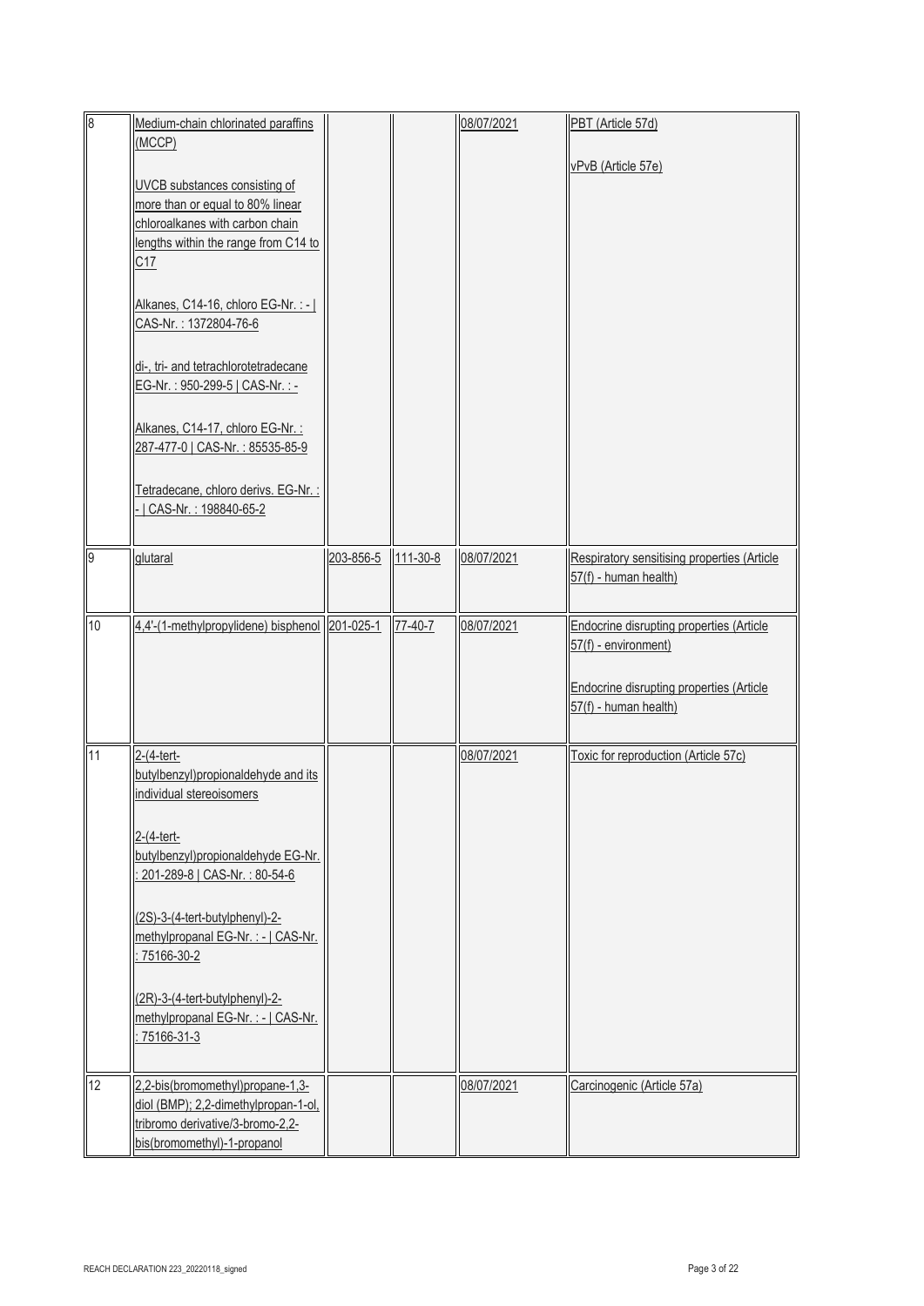| | | | | | |
|---|---|---|---|---|---|
| 8 | Medium-chain chlorinated paraffins (MCCP)<br><br>UVCB substances consisting of more than or equal to 80% linear chloroalkanes with carbon chain lengths within the range from C14 to C17<br><br>Alkanes, C14-16, chloro EG-Nr. : - \| CAS-Nr. : 1372804-76-6<br><br>di-, tri- and tetrachlorotetradecane EG-Nr. : 950-299-5 \| CAS-Nr. : -<br><br>Alkanes, C14-17, chloro EG-Nr. : 287-477-0 \| CAS-Nr. : 85535-85-9<br><br>Tetradecane, chloro derivs. EG-Nr. : - \| CAS-Nr. : 198840-65-2 | | | 08/07/2021 | PBT (Article 57d)<br><br>vPvB (Article 57e) |
| 9 | glutaral | 203-856-5 | 111-30-8 | 08/07/2021 | Respiratory sensitising properties (Article 57(f) - human health) |
| 10 | 4,4'-(1-methylpropylidene) bisphenol | 201-025-1 | 77-40-7 | 08/07/2021 | Endocrine disrupting properties (Article 57(f) - environment)<br><br>Endocrine disrupting properties (Article 57(f) - human health) |
| 11 | 2-(4-tert-butylbenzyl)propionaldehyde and its individual stereoisomers<br><br>2-(4-tert-butylbenzyl)propionaldehyde EG-Nr. : 201-289-8 \| CAS-Nr. : 80-54-6<br><br>(2S)-3-(4-tert-butylphenyl)-2-methylpropanal EG-Nr. : - \| CAS-Nr. : 75166-30-2<br><br>(2R)-3-(4-tert-butylphenyl)-2-methylpropanal EG-Nr. : - \| CAS-Nr. : 75166-31-3 | | | 08/07/2021 | Toxic for reproduction (Article 57c) |
| 12 | 2,2-bis(bromomethyl)propane-1,3-diol (BMP); 2,2-dimethylpropan-1-ol, tribromo derivative/3-bromo-2,2-bis(bromomethyl)-1-propanol | | | 08/07/2021 | Carcinogenic (Article 57a) |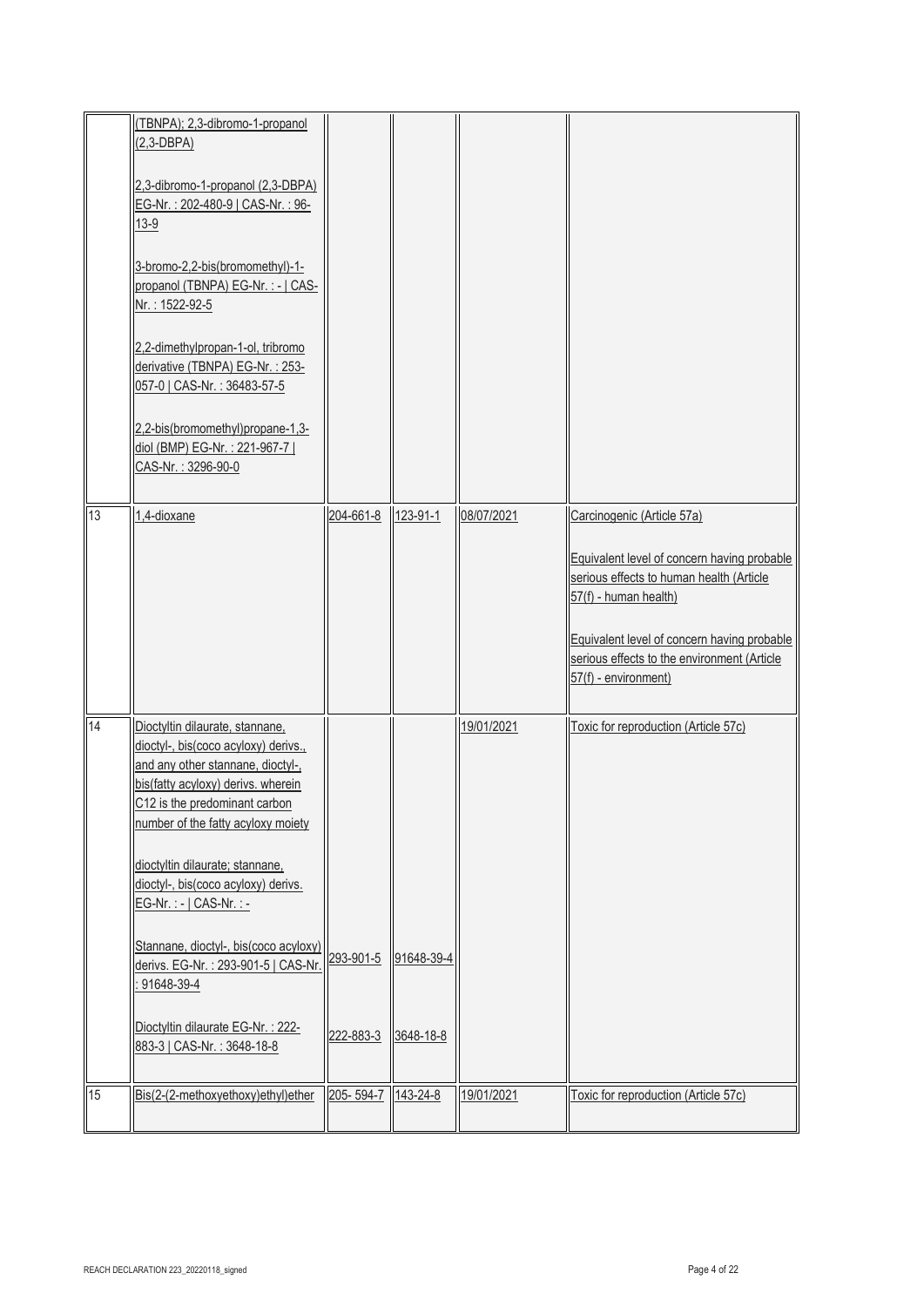| | | | | | |
|---|---|---|---|---|---|
| | (TBNPA); 2,3-dibromo-1-propanol (2,3-DBPA)<br><br>2,3-dibromo-1-propanol (2,3-DBPA) EG-Nr. : 202-480-9 \| CAS-Nr. : 96-13-9<br><br>3-bromo-2,2-bis(bromomethyl)-1-propanol (TBNPA) EG-Nr. : - \| CAS-Nr. : 1522-92-5<br><br>2,2-dimethylpropan-1-ol, tribromo derivative (TBNPA) EG-Nr. : 253-057-0 \| CAS-Nr. : 36483-57-5<br><br>2,2-bis(bromomethyl)propane-1,3-diol (BMP) EG-Nr. : 221-967-7 \| CAS-Nr. : 3296-90-0 | | | | |
| 13 | 1,4-dioxane | 204-661-8 | 123-91-1 | 08/07/2021 | Carcinogenic (Article 57a)<br><br>Equivalent level of concern having probable serious effects to human health (Article 57(f) - human health)<br><br>Equivalent level of concern having probable serious effects to the environment (Article 57(f) - environment) |
| 14 | Dioctyltin dilaurate, stannane, dioctyl-, bis(coco acyloxy) derivs., and any other stannane, dioctyl-, bis(fatty acyloxy) derivs. wherein C12 is the predominant carbon number of the fatty acyloxy moiety<br><br>dioctyltin dilaurate; stannane, dioctyl-, bis(coco acyloxy) derivs. EG-Nr. : - \| CAS-Nr. : -<br><br>Stannane, dioctyl-, bis(coco acyloxy) derivs. EG-Nr. : 293-901-5 \| CAS-Nr. : 91648-39-4<br><br>Dioctyltin dilaurate EG-Nr. : 222-883-3 \| CAS-Nr. : 3648-18-8 | <br><br><br><br><br><br><br><br>293-901-5<br><br>222-883-3 | <br><br><br><br><br><br><br><br>91648-39-4<br><br>3648-18-8 | 19/01/2021 | Toxic for reproduction (Article 57c) |
| 15 | Bis(2-(2-methoxyethoxy)ethyl)ether | 205- 594-7 | 143-24-8 | 19/01/2021 | Toxic for reproduction (Article 57c) |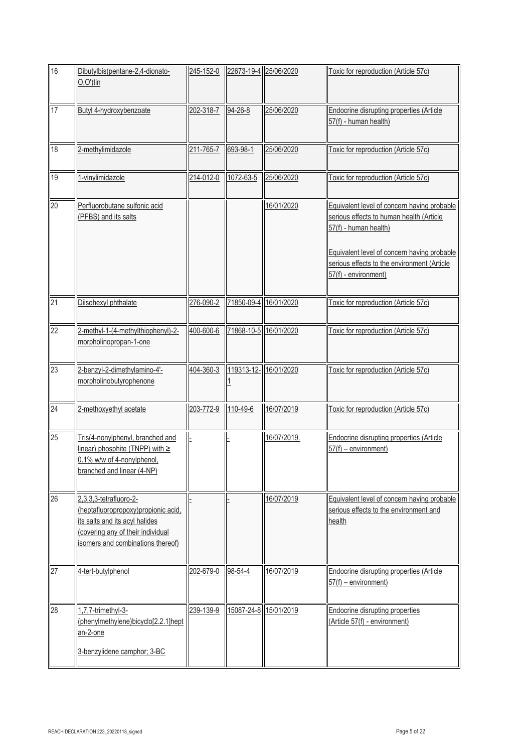| 16 | Dibutylbis(pentane-2,4-dionato-O,O')tin | 245-152-0 | 22673-19-4 | 25/06/2020 | Toxic for reproduction (Article 57c) |
|---|---|---|---|---|---|
| 17 | Butyl 4-hydroxybenzoate | 202-318-7 | 94-26-8 | 25/06/2020 | Endocrine disrupting properties (Article 57(f) - human health) |
| 18 | 2-methylimidazole | 211-765-7 | 693-98-1 | 25/06/2020 | Toxic for reproduction (Article 57c) |
| 19 | 1-vinylimidazole | 214-012-0 | 1072-63-5 | 25/06/2020 | Toxic for reproduction (Article 57c) |
| 20 | Perfluorobutane sulfonic acid (PFBS) and its salts | | | 16/01/2020 | Equivalent level of concern having probable serious effects to human health (Article 57(f) - human health)<br><br>Equivalent level of concern having probable serious effects to the environment (Article 57(f) - environment) |
| 21 | Diisohexyl phthalate | 276-090-2 | 71850-09-4 | 16/01/2020 | Toxic for reproduction (Article 57c) |
| 22 | 2-methyl-1-(4-methylthiophenyl)-2-morpholinopropan-1-one | 400-600-6 | 71868-10-5 | 16/01/2020 | Toxic for reproduction (Article 57c) |
| 23 | 2-benzyl-2-dimethylamino-4'-morpholinobutyrophenone | 404-360-3 | 119313-12-1 | 16/01/2020 | Toxic for reproduction (Article 57c) |
| 24 | 2-methoxyethyl acetate | 203-772-9 | 110-49-6 | 16/07/2019 | Toxic for reproduction (Article 57c) |
| 25 | Tris(4-nonylphenyl, branched and linear) phosphite (TNPP) with ≥ 0.1% w/w of 4-nonylphenol, branched and linear (4-NP) | - | - | 16/07/2019. | Endocrine disrupting properties (Article 57(f) – environment) |
| 26 | 2,3,3,3-tetrafluoro-2-(heptafluoropropoxy)propionic acid, its salts and its acyl halides (covering any of their individual isomers and combinations thereof) | - | - | 16/07/2019 | Equivalent level of concern having probable serious effects to the environment and health |
| 27 | 4-tert-butylphenol | 202-679-0 | 98-54-4 | 16/07/2019 | Endocrine disrupting properties (Article 57(f) – environment) |
| 28 | 1,7,7-trimethyl-3-(phenylmethylene)bicyclo[2.2.1]heptan-2-one<br><br>3-benzylidene camphor; 3-BC | 239-139-9 | 15087-24-8 | 15/01/2019 | Endocrine disrupting properties (Article 57(f) - environment) |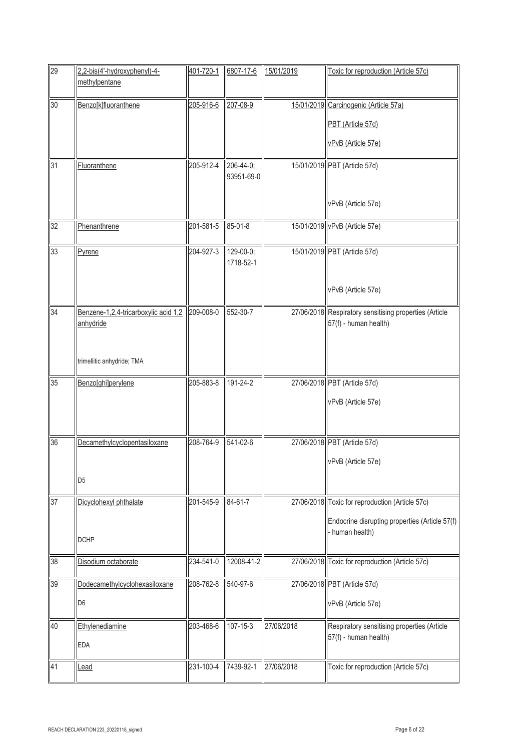| 29 | 2,2-bis(4'-hydroxyphenyl)-4-methylpentane | 401-720-1 | 6807-17-6 | 15/01/2019 | Toxic for reproduction (Article 57c) |
|---|---|---|---|---|---|
| 30 | Benzo[k]fluoranthene | 205-916-6 | 207-08-9 | 15/01/2019 | Carcinogenic (Article 57a)<br><br>PBT (Article 57d)<br><br>vPvB (Article 57e) |
| 31 | Fluoranthene | 205-912-4 | 206-44-0; 93951-69-0 | 15/01/2019 | PBT (Article 57d)<br><br>vPvB (Article 57e) |
| 32 | Phenanthrene | 201-581-5 | 85-01-8 | 15/01/2019 | vPvB (Article 57e) |
| 33 | Pyrene | 204-927-3 | 129-00-0; 1718-52-1 | 15/01/2019 | PBT (Article 57d)<br><br>vPvB (Article 57e) |
| 34 | Benzene-1,2,4-tricarboxylic acid 1,2 anhydride<br><br>trimellitic anhydride; TMA | 209-008-0 | 552-30-7 | 27/06/2018 | Respiratory sensitising properties (Article 57(f) - human health) |
| 35 | Benzo[ghi]perylene | 205-883-8 | 191-24-2 | 27/06/2018 | PBT (Article 57d)<br><br>vPvB (Article 57e) |
| 36 | Decamethylcyclopentasiloxane<br><br>D5 | 208-764-9 | 541-02-6 | 27/06/2018 | PBT (Article 57d)<br><br>vPvB (Article 57e) |
| 37 | Dicyclohexyl phthalate<br><br>DCHP | 201-545-9 | 84-61-7 | 27/06/2018 | Toxic for reproduction (Article 57c)<br><br>Endocrine disrupting properties (Article 57(f) - human health) |
| 38 | Disodium octaborate | 234-541-0 | 12008-41-2 | 27/06/2018 | Toxic for reproduction (Article 57c) |
| 39 | Dodecamethylcyclohexasiloxane<br><br>D6 | 208-762-8 | 540-97-6 | 27/06/2018 | PBT (Article 57d)<br><br>vPvB (Article 57e) |
| 40 | Ethylenediamine<br><br>EDA | 203-468-6 | 107-15-3 | 27/06/2018 | Respiratory sensitising properties (Article 57(f) - human health) |
| 41 | Lead | 231-100-4 | 7439-92-1 | 27/06/2018 | Toxic for reproduction (Article 57c) |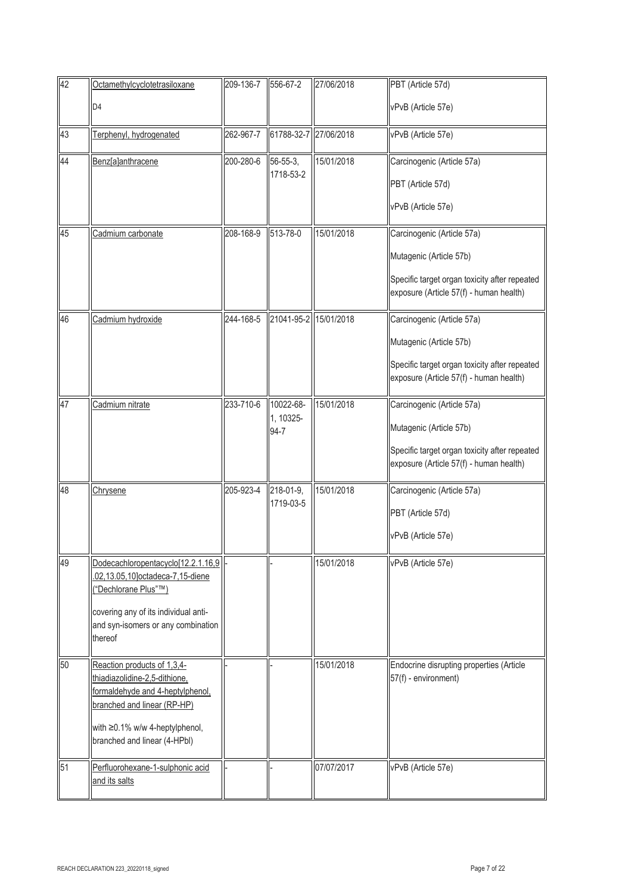| 42 | Octamethylcyclotetrasiloxane<br><br>D4 | 209-136-7 | 556-67-2 | 27/06/2018 | PBT (Article 57d)<br><br>vPvB (Article 57e) |
|---|---|---|---|---|---|
| 43 | Terphenyl, hydrogenated | 262-967-7 | 61788-32-7 | 27/06/2018 | vPvB (Article 57e) |
| 44 | Benz[a]anthracene | 200-280-6 | 56-55-3, 1718-53-2 | 15/01/2018 | Carcinogenic (Article 57a)<br><br>PBT (Article 57d)<br><br>vPvB (Article 57e) |
| 45 | Cadmium carbonate | 208-168-9 | 513-78-0 | 15/01/2018 | Carcinogenic (Article 57a)<br><br>Mutagenic (Article 57b)<br><br>Specific target organ toxicity after repeated exposure (Article 57(f) - human health) |
| 46 | Cadmium hydroxide | 244-168-5 | 21041-95-2 | 15/01/2018 | Carcinogenic (Article 57a)<br><br>Mutagenic (Article 57b)<br><br>Specific target organ toxicity after repeated exposure (Article 57(f) - human health) |
| 47 | Cadmium nitrate | 233-710-6 | 10022-68-1, 10325-94-7 | 15/01/2018 | Carcinogenic (Article 57a)<br><br>Mutagenic (Article 57b)<br><br>Specific target organ toxicity after repeated exposure (Article 57(f) - human health) |
| 48 | Chrysene | 205-923-4 | 218-01-9, 1719-03-5 | 15/01/2018 | Carcinogenic (Article 57a)<br><br>PBT (Article 57d)<br><br>vPvB (Article 57e) |
| 49 | Dodecachloropentacyclo[12.2.1.16,9.02,13.05,10]octadeca-7,15-diene ("Dechlorane Plus"™)<br><br>covering any of its individual anti- and syn-isomers or any combination thereof | - | - | 15/01/2018 | vPvB (Article 57e) |
| 50 | Reaction products of 1,3,4-thiadiazolidine-2,5-dithione, formaldehyde and 4-heptylphenol, branched and linear (RP-HP)<br><br>with ≥0.1% w/w 4-heptylphenol, branched and linear (4-HPbl) | - | - | 15/01/2018 | Endocrine disrupting properties (Article 57(f) - environment) |
| 51 | Perfluorohexane-1-sulphonic acid and its salts | - | - | 07/07/2017 | vPvB (Article 57e) |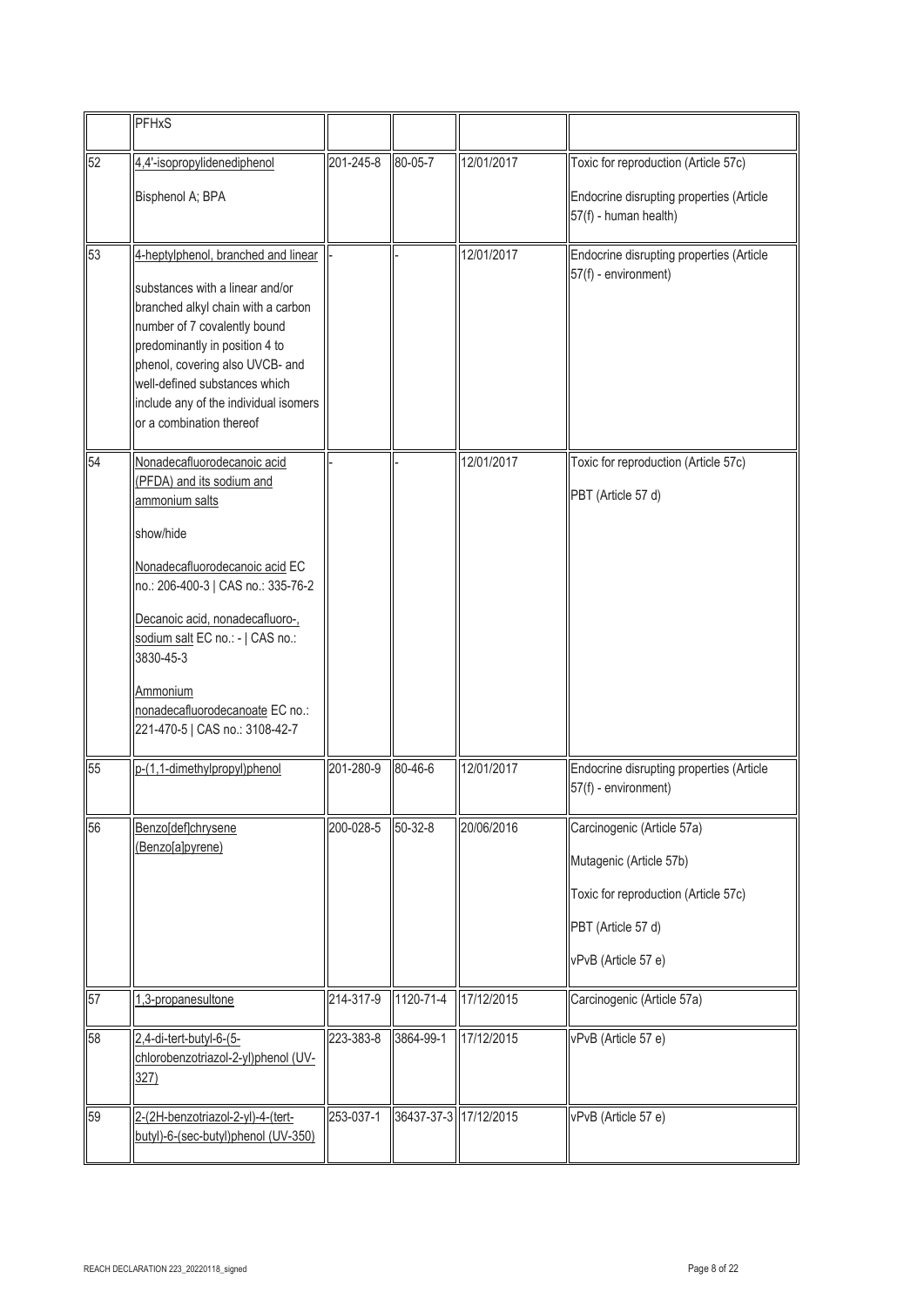| | | | | | |
|---|---|---|---|---|---|
| | PFHxS | | | | |
| 52 | 4,4'-isopropylidenediphenol<br><br>Bisphenol A; BPA | 201-245-8 | 80-05-7 | 12/01/2017 | Toxic for reproduction (Article 57c)<br><br>Endocrine disrupting properties (Article 57(f) - human health) |
| 53 | 4-heptylphenol, branched and linear<br><br>substances with a linear and/or branched alkyl chain with a carbon number of 7 covalently bound predominantly in position 4 to phenol, covering also UVCB- and well-defined substances which include any of the individual isomers or a combination thereof | - | - | 12/01/2017 | Endocrine disrupting properties (Article 57(f) - environment) |
| 54 | Nonadecafluorodecanoic acid (PFDA) and its sodium and ammonium salts<br><br>show/hide<br><br>Nonadecafluorodecanoic acid EC no.: 206-400-3 \| CAS no.: 335-76-2<br><br>Decanoic acid, nonadecafluoro-, sodium salt EC no.: - \| CAS no.: 3830-45-3<br><br>Ammonium nonadecafluorodecanoate EC no.: 221-470-5 \| CAS no.: 3108-42-7 | - | - | 12/01/2017 | Toxic for reproduction (Article 57c)<br><br>PBT (Article 57 d) |
| 55 | p-(1,1-dimethylpropyl)phenol | 201-280-9 | 80-46-6 | 12/01/2017 | Endocrine disrupting properties (Article 57(f) - environment) |
| 56 | Benzo[def]chrysene (Benzo[a]pyrene) | 200-028-5 | 50-32-8 | 20/06/2016 | Carcinogenic (Article 57a)<br><br>Mutagenic (Article 57b)<br><br>Toxic for reproduction (Article 57c)<br><br>PBT (Article 57 d)<br><br>vPvB (Article 57 e) |
| 57 | 1,3-propanesultone | 214-317-9 | 1120-71-4 | 17/12/2015 | Carcinogenic (Article 57a) |
| 58 | 2,4-di-tert-butyl-6-(5-chlorobenzotriazol-2-yl)phenol (UV-327) | 223-383-8 | 3864-99-1 | 17/12/2015 | vPvB (Article 57 e) |
| 59 | 2-(2H-benzotriazol-2-yl)-4-(tert-butyl)-6-(sec-butyl)phenol (UV-350) | 253-037-1 | 36437-37-3 | 17/12/2015 | vPvB (Article 57 e) |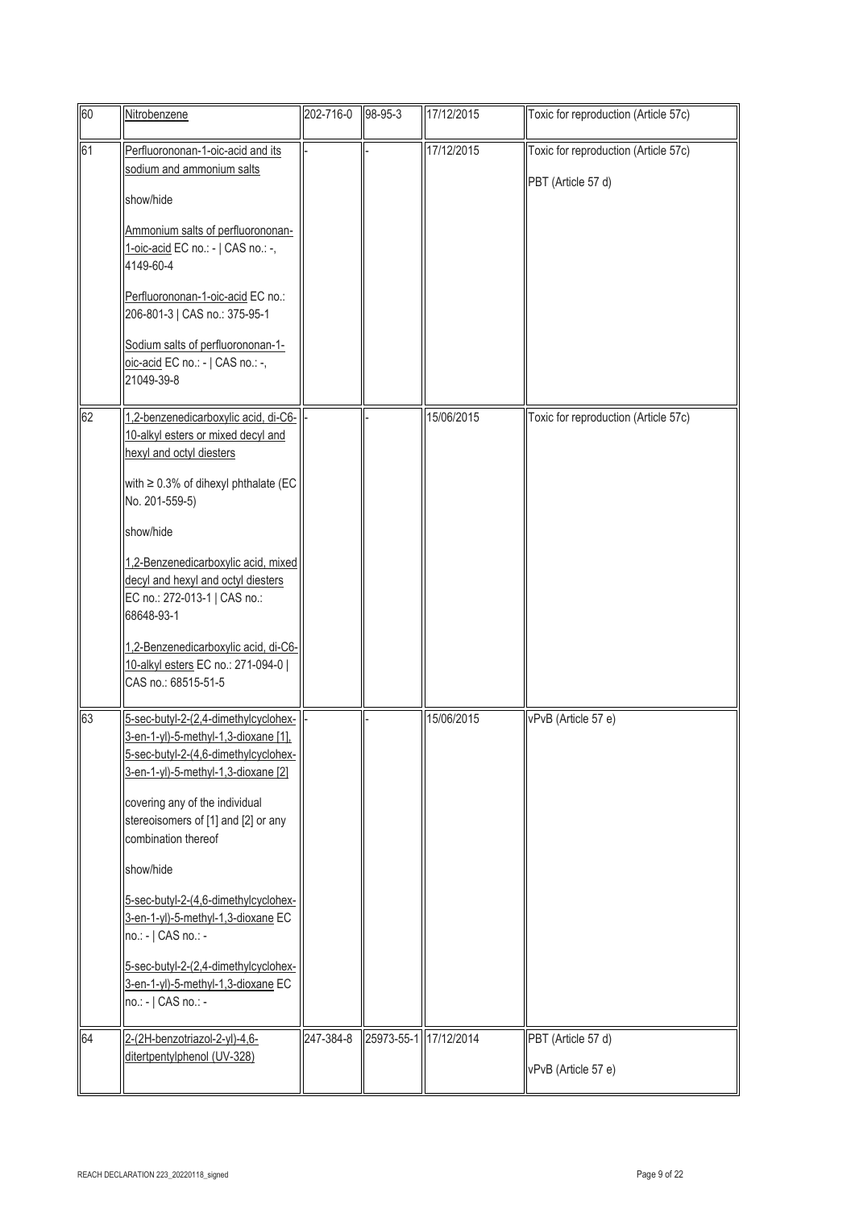| 60 | Nitrobenzene | 202-716-0 | 98-95-3 | 17/12/2015 | Toxic for reproduction (Article 57c) |
|---|---|---|---|---|---|
| 61 | Perfluorononan-1-oic-acid and its sodium and ammonium salts<br><br>show/hide<br><br>Ammonium salts of perfluorononan-1-oic-acid EC no.: - \| CAS no.: -, 4149-60-4<br><br>Perfluorononan-1-oic-acid EC no.: 206-801-3 \| CAS no.: 375-95-1<br><br>Sodium salts of perfluorononan-1-oic-acid EC no.: - \| CAS no.: -, 21049-39-8 | - | - | 17/12/2015 | Toxic for reproduction (Article 57c)<br><br>PBT (Article 57 d) |
| 62 | 1,2-benzenedicarboxylic acid, di-C6-10-alkyl esters or mixed decyl and hexyl and octyl diesters<br><br>with ≥ 0.3% of dihexyl phthalate (EC No. 201-559-5)<br><br>show/hide<br><br>1,2-Benzenedicarboxylic acid, mixed decyl and hexyl and octyl diesters EC no.: 272-013-1 \| CAS no.: 68648-93-1<br><br>1,2-Benzenedicarboxylic acid, di-C6-10-alkyl esters EC no.: 271-094-0 \| CAS no.: 68515-51-5 | - | - | 15/06/2015 | Toxic for reproduction (Article 57c) |
| 63 | 5-sec-butyl-2-(2,4-dimethylcyclohex-3-en-1-yl)-5-methyl-1,3-dioxane [1], 5-sec-butyl-2-(4,6-dimethylcyclohex-3-en-1-yl)-5-methyl-1,3-dioxane [2]<br><br>covering any of the individual stereoisomers of [1] and [2] or any combination thereof<br><br>show/hide<br><br>5-sec-butyl-2-(4,6-dimethylcyclohex-3-en-1-yl)-5-methyl-1,3-dioxane EC no.: - \| CAS no.: -<br><br>5-sec-butyl-2-(2,4-dimethylcyclohex-3-en-1-yl)-5-methyl-1,3-dioxane EC no.: - \| CAS no.: - | - | - | 15/06/2015 | vPvB (Article 57 e) |
| 64 | 2-(2H-benzotriazol-2-yl)-4,6-ditertpentylphenol (UV-328) | 247-384-8 | 25973-55-1 | 17/12/2014 | PBT (Article 57 d)<br><br>vPvB (Article 57 e) |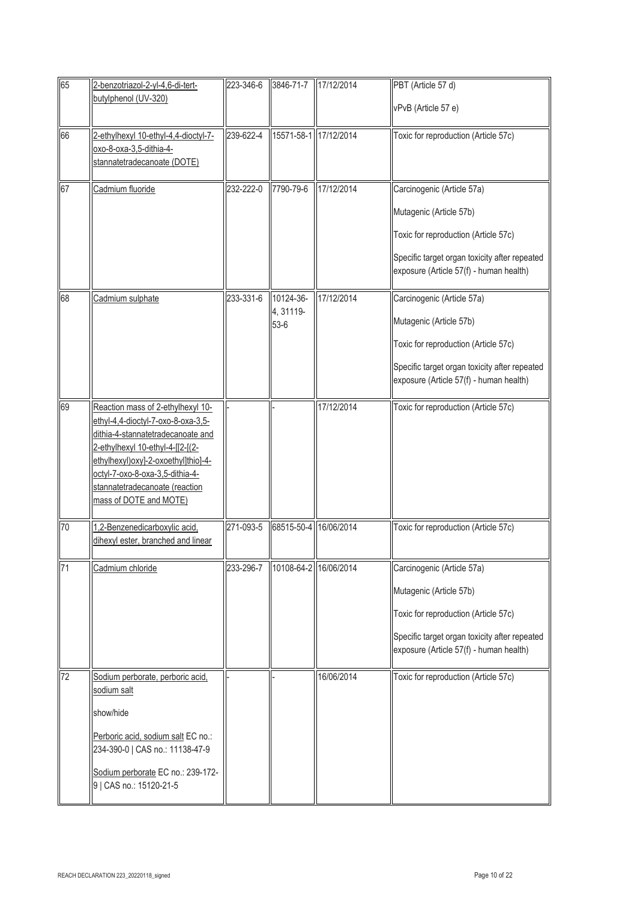| 65 | 2-benzotriazol-2-yl-4,6-di-tert-butylphenol (UV-320) | 223-346-6 | 3846-71-7 | 17/12/2014 | PBT (Article 57 d)<br><br>vPvB (Article 57 e) |
|---|---|---|---|---|---|
| 66 | 2-ethylhexyl 10-ethyl-4,4-dioctyl-7-oxo-8-oxa-3,5-dithia-4-stannatetradecanoate (DOTE) | 239-622-4 | 15571-58-1 | 17/12/2014 | Toxic for reproduction (Article 57c) |
| 67 | Cadmium fluoride | 232-222-0 | 7790-79-6 | 17/12/2014 | Carcinogenic (Article 57a)<br><br>Mutagenic (Article 57b)<br><br>Toxic for reproduction (Article 57c)<br><br>Specific target organ toxicity after repeated exposure (Article 57(f) - human health) |
| 68 | Cadmium sulphate | 233-331-6 | 10124-36-4, 31119-53-6 | 17/12/2014 | Carcinogenic (Article 57a)<br><br>Mutagenic (Article 57b)<br><br>Toxic for reproduction (Article 57c)<br><br>Specific target organ toxicity after repeated exposure (Article 57(f) - human health) |
| 69 | Reaction mass of 2-ethylhexyl 10-ethyl-4,4-dioctyl-7-oxo-8-oxa-3,5-dithia-4-stannatetradecanoate and 2-ethylhexyl 10-ethyl-4-[[2-[(2-ethylhexyl)oxy]-2-oxoethyl]thio]-4-octyl-7-oxo-8-oxa-3,5-dithia-4-stannatetradecanoate (reaction mass of DOTE and MOTE) | - | - | 17/12/2014 | Toxic for reproduction (Article 57c) |
| 70 | 1,2-Benzenedicarboxylic acid, dihexyl ester, branched and linear | 271-093-5 | 68515-50-4 | 16/06/2014 | Toxic for reproduction (Article 57c) |
| 71 | Cadmium chloride | 233-296-7 | 10108-64-2 | 16/06/2014 | Carcinogenic (Article 57a)<br><br>Mutagenic (Article 57b)<br><br>Toxic for reproduction (Article 57c)<br><br>Specific target organ toxicity after repeated exposure (Article 57(f) - human health) |
| 72 | Sodium perborate, perboric acid, sodium salt<br><br>show/hide<br><br>Perboric acid, sodium salt EC no.: 234-390-0 \| CAS no.: 11138-47-9<br><br>Sodium perborate EC no.: 239-172-9 \| CAS no.: 15120-21-5 | - | - | 16/06/2014 | Toxic for reproduction (Article 57c) |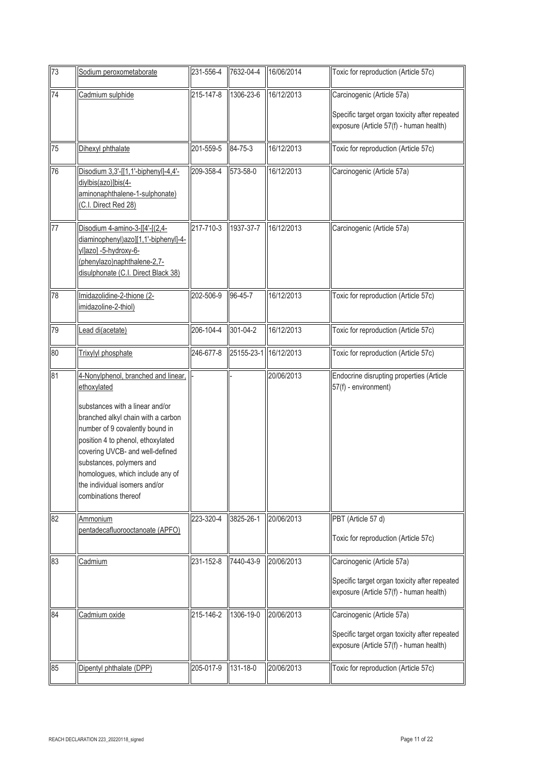| 73 | Sodium peroxometaborate | 231-556-4 | 7632-04-4 | 16/06/2014 | Toxic for reproduction (Article 57c) |
|---|---|---|---|---|---|
| 74 | Cadmium sulphide | 215-147-8 | 1306-23-6 | 16/12/2013 | Carcinogenic (Article 57a)<br><br>Specific target organ toxicity after repeated exposure (Article 57(f) - human health) |
| 75 | Dihexyl phthalate | 201-559-5 | 84-75-3 | 16/12/2013 | Toxic for reproduction (Article 57c) |
| 76 | Disodium 3,3'-[[1,1'-biphenyl]-4,4'-diylbis(azo)]bis(4-aminonaphthalene-1-sulphonate) (C.I. Direct Red 28) | 209-358-4 | 573-58-0 | 16/12/2013 | Carcinogenic (Article 57a) |
| 77 | Disodium 4-amino-3-[[4'-[(2,4-diaminophenyl)azo][1,1'-biphenyl]-4-yl]azo] -5-hydroxy-6-(phenylazo)naphthalene-2,7-disulphonate (C.I. Direct Black 38) | 217-710-3 | 1937-37-7 | 16/12/2013 | Carcinogenic (Article 57a) |
| 78 | Imidazolidine-2-thione (2-imidazoline-2-thiol) | 202-506-9 | 96-45-7 | 16/12/2013 | Toxic for reproduction (Article 57c) |
| 79 | Lead di(acetate) | 206-104-4 | 301-04-2 | 16/12/2013 | Toxic for reproduction (Article 57c) |
| 80 | Trixylyl phosphate | 246-677-8 | 25155-23-1 | 16/12/2013 | Toxic for reproduction (Article 57c) |
| 81 | 4-Nonylphenol, branched and linear, ethoxylated<br><br>substances with a linear and/or branched alkyl chain with a carbon number of 9 covalently bound in position 4 to phenol, ethoxylated covering UVCB- and well-defined substances, polymers and homologues, which include any of the individual isomers and/or combinations thereof | - | - | 20/06/2013 | Endocrine disrupting properties (Article 57(f) - environment) |
| 82 | Ammonium pentadecafluorooctanoate (APFO) | 223-320-4 | 3825-26-1 | 20/06/2013 | PBT (Article 57 d)<br><br>Toxic for reproduction (Article 57c) |
| 83 | Cadmium | 231-152-8 | 7440-43-9 | 20/06/2013 | Carcinogenic (Article 57a)<br><br>Specific target organ toxicity after repeated exposure (Article 57(f) - human health) |
| 84 | Cadmium oxide | 215-146-2 | 1306-19-0 | 20/06/2013 | Carcinogenic (Article 57a)<br><br>Specific target organ toxicity after repeated exposure (Article 57(f) - human health) |
| 85 | Dipentyl phthalate (DPP) | 205-017-9 | 131-18-0 | 20/06/2013 | Toxic for reproduction (Article 57c) |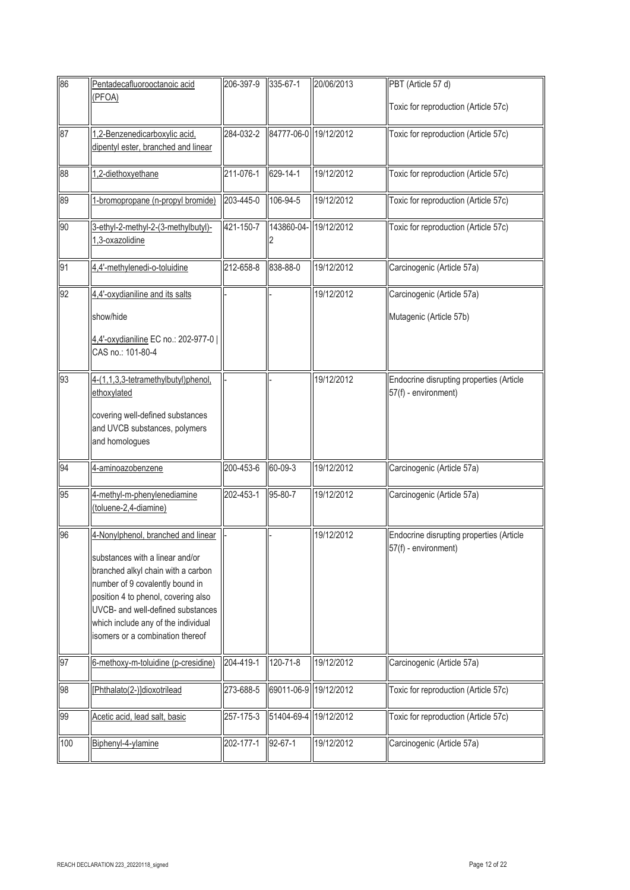| 86 | Pentadecafluorooctanoic acid (PFOA) | 206-397-9 | 335-67-1 | 20/06/2013 | PBT (Article 57 d)<br><br>Toxic for reproduction (Article 57c) |
|---|---|---|---|---|---|
| 87 | 1,2-Benzenedicarboxylic acid, dipentyl ester, branched and linear | 284-032-2 | 84777-06-0 | 19/12/2012 | Toxic for reproduction (Article 57c) |
| 88 | 1,2-diethoxyethane | 211-076-1 | 629-14-1 | 19/12/2012 | Toxic for reproduction (Article 57c) |
| 89 | 1-bromopropane (n-propyl bromide) | 203-445-0 | 106-94-5 | 19/12/2012 | Toxic for reproduction (Article 57c) |
| 90 | 3-ethyl-2-methyl-2-(3-methylbutyl)-1,3-oxazolidine | 421-150-7 | 143860-04-2 | 19/12/2012 | Toxic for reproduction (Article 57c) |
| 91 | 4,4'-methylenedi-o-toluidine | 212-658-8 | 838-88-0 | 19/12/2012 | Carcinogenic (Article 57a) |
| 92 | 4,4'-oxydianiline and its salts<br><br>show/hide<br><br>4,4'-oxydianiline EC no.: 202-977-0 \| CAS no.: 101-80-4 | - | - | 19/12/2012 | Carcinogenic (Article 57a)<br><br>Mutagenic (Article 57b) |
| 93 | 4-(1,1,3,3-tetramethylbutyl)phenol, ethoxylated<br><br>covering well-defined substances and UVCB substances, polymers and homologues | - | - | 19/12/2012 | Endocrine disrupting properties (Article 57(f) - environment) |
| 94 | 4-aminoazobenzene | 200-453-6 | 60-09-3 | 19/12/2012 | Carcinogenic (Article 57a) |
| 95 | 4-methyl-m-phenylenediamine (toluene-2,4-diamine) | 202-453-1 | 95-80-7 | 19/12/2012 | Carcinogenic (Article 57a) |
| 96 | 4-Nonylphenol, branched and linear<br><br>substances with a linear and/or branched alkyl chain with a carbon number of 9 covalently bound in position 4 to phenol, covering also UVCB- and well-defined substances which include any of the individual isomers or a combination thereof | - | - | 19/12/2012 | Endocrine disrupting properties (Article 57(f) - environment) |
| 97 | 6-methoxy-m-toluidine (p-cresidine) | 204-419-1 | 120-71-8 | 19/12/2012 | Carcinogenic (Article 57a) |
| 98 | [Phthalato(2-)]dioxotrilead | 273-688-5 | 69011-06-9 | 19/12/2012 | Toxic for reproduction (Article 57c) |
| 99 | Acetic acid, lead salt, basic | 257-175-3 | 51404-69-4 | 19/12/2012 | Toxic for reproduction (Article 57c) |
| 100 | Biphenyl-4-ylamine | 202-177-1 | 92-67-1 | 19/12/2012 | Carcinogenic (Article 57a) |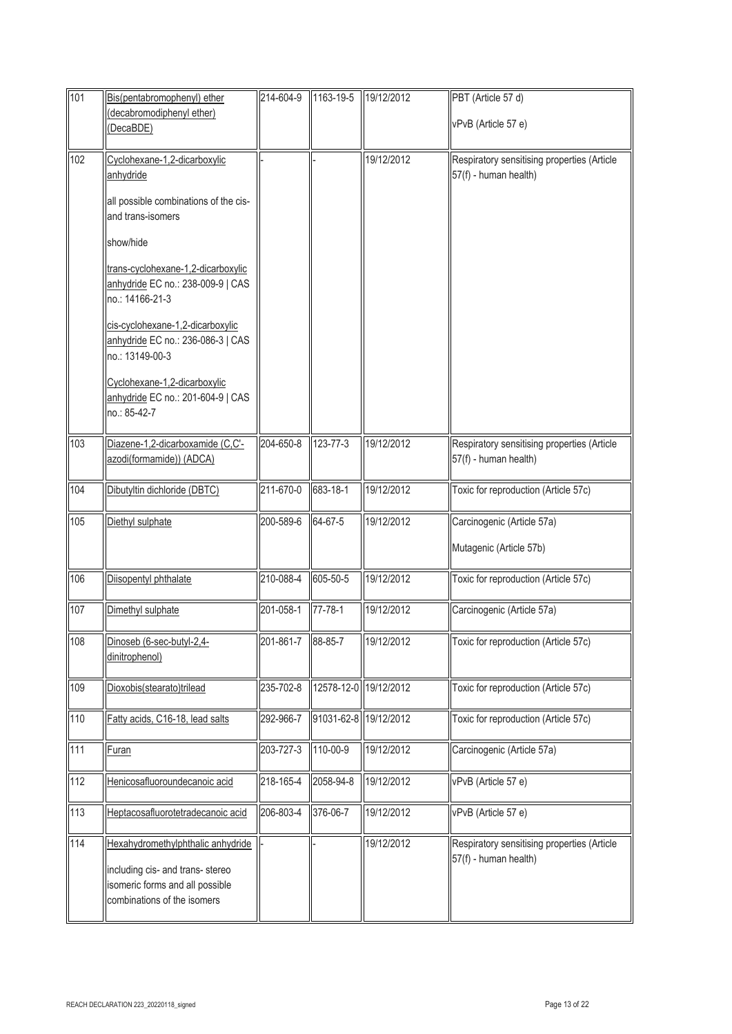| 101 | Bis(pentabromophenyl) ether (decabromodiphenyl ether) (DecaBDE) | 214-604-9 | 1163-19-5 | 19/12/2012 | PBT (Article 57 d)<br><br>vPvB (Article 57 e) |
|---|---|---|---|---|---|
| 102 | Cyclohexane-1,2-dicarboxylic anhydride<br><br>all possible combinations of the cis- and trans-isomers<br><br>show/hide<br><br>trans-cyclohexane-1,2-dicarboxylic anhydride EC no.: 238-009-9 \| CAS no.: 14166-21-3<br><br>cis-cyclohexane-1,2-dicarboxylic anhydride EC no.: 236-086-3 \| CAS no.: 13149-00-3<br><br>Cyclohexane-1,2-dicarboxylic anhydride EC no.: 201-604-9 \| CAS no.: 85-42-7 | - | - | 19/12/2012 | Respiratory sensitising properties (Article 57(f) - human health) |
| 103 | Diazene-1,2-dicarboxamide (C,C'-azodi(formamide)) (ADCA) | 204-650-8 | 123-77-3 | 19/12/2012 | Respiratory sensitising properties (Article 57(f) - human health) |
| 104 | Dibutyltin dichloride (DBTC) | 211-670-0 | 683-18-1 | 19/12/2012 | Toxic for reproduction (Article 57c) |
| 105 | Diethyl sulphate | 200-589-6 | 64-67-5 | 19/12/2012 | Carcinogenic (Article 57a)<br><br>Mutagenic (Article 57b) |
| 106 | Diisopentyl phthalate | 210-088-4 | 605-50-5 | 19/12/2012 | Toxic for reproduction (Article 57c) |
| 107 | Dimethyl sulphate | 201-058-1 | 77-78-1 | 19/12/2012 | Carcinogenic (Article 57a) |
| 108 | Dinoseb (6-sec-butyl-2,4-dinitrophenol) | 201-861-7 | 88-85-7 | 19/12/2012 | Toxic for reproduction (Article 57c) |
| 109 | Dioxobis(stearato)trilead | 235-702-8 | 12578-12-0 | 19/12/2012 | Toxic for reproduction (Article 57c) |
| 110 | Fatty acids, C16-18, lead salts | 292-966-7 | 91031-62-8 | 19/12/2012 | Toxic for reproduction (Article 57c) |
| 111 | Furan | 203-727-3 | 110-00-9 | 19/12/2012 | Carcinogenic (Article 57a) |
| 112 | Henicosafluoroundecanoic acid | 218-165-4 | 2058-94-8 | 19/12/2012 | vPvB (Article 57 e) |
| 113 | Heptacosafluorotetradecanoic acid | 206-803-4 | 376-06-7 | 19/12/2012 | vPvB (Article 57 e) |
| 114 | Hexahydromethylphthalic anhydride<br><br>including cis- and trans- stereo isomeric forms and all possible combinations of the isomers | - | - | 19/12/2012 | Respiratory sensitising properties (Article 57(f) - human health) |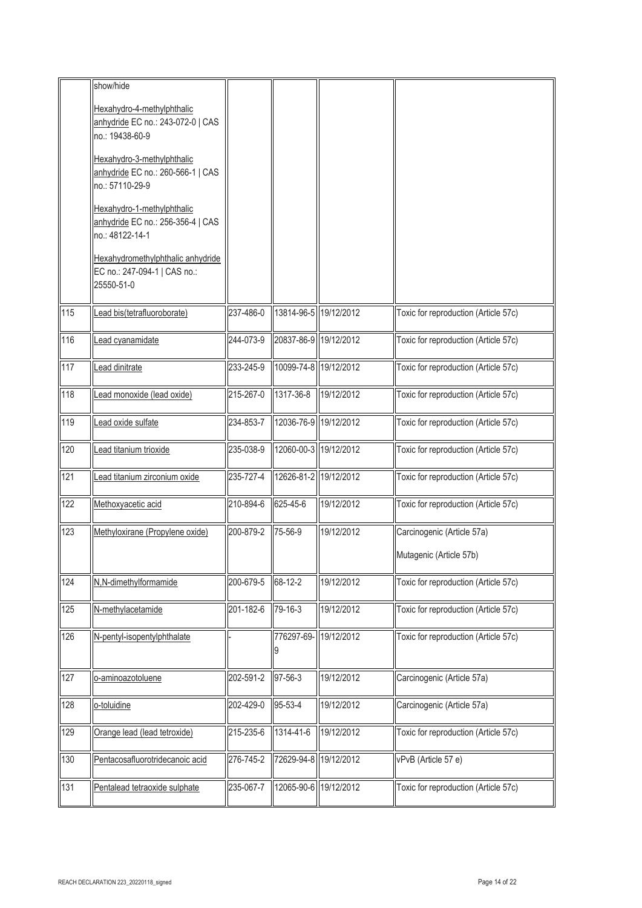| | | | | | |
|---|---|---|---|---|---|
| | show/hide<br><br>Hexahydro-4-methylphthalic anhydride EC no.: 243-072-0 \| CAS no.: 19438-60-9<br><br>Hexahydro-3-methylphthalic anhydride EC no.: 260-566-1 \| CAS no.: 57110-29-9<br><br>Hexahydro-1-methylphthalic anhydride EC no.: 256-356-4 \| CAS no.: 48122-14-1<br><br>Hexahydromethylphthalic anhydride EC no.: 247-094-1 \| CAS no.: 25550-51-0 | | | | |
| 115 | Lead bis(tetrafluoroborate) | 237-486-0 | 13814-96-5 | 19/12/2012 | Toxic for reproduction (Article 57c) |
| 116 | Lead cyanamidate | 244-073-9 | 20837-86-9 | 19/12/2012 | Toxic for reproduction (Article 57c) |
| 117 | Lead dinitrate | 233-245-9 | 10099-74-8 | 19/12/2012 | Toxic for reproduction (Article 57c) |
| 118 | Lead monoxide (lead oxide) | 215-267-0 | 1317-36-8 | 19/12/2012 | Toxic for reproduction (Article 57c) |
| 119 | Lead oxide sulfate | 234-853-7 | 12036-76-9 | 19/12/2012 | Toxic for reproduction (Article 57c) |
| 120 | Lead titanium trioxide | 235-038-9 | 12060-00-3 | 19/12/2012 | Toxic for reproduction (Article 57c) |
| 121 | Lead titanium zirconium oxide | 235-727-4 | 12626-81-2 | 19/12/2012 | Toxic for reproduction (Article 57c) |
| 122 | Methoxyacetic acid | 210-894-6 | 625-45-6 | 19/12/2012 | Toxic for reproduction (Article 57c) |
| 123 | Methyloxirane (Propylene oxide) | 200-879-2 | 75-56-9 | 19/12/2012 | Carcinogenic (Article 57a)<br><br>Mutagenic (Article 57b) |
| 124 | N,N-dimethylformamide | 200-679-5 | 68-12-2 | 19/12/2012 | Toxic for reproduction (Article 57c) |
| 125 | N-methylacetamide | 201-182-6 | 79-16-3 | 19/12/2012 | Toxic for reproduction (Article 57c) |
| 126 | N-pentyl-isopentylphthalate | - | 776297-69-9 | 19/12/2012 | Toxic for reproduction (Article 57c) |
| 127 | o-aminoazotoluene | 202-591-2 | 97-56-3 | 19/12/2012 | Carcinogenic (Article 57a) |
| 128 | o-toluidine | 202-429-0 | 95-53-4 | 19/12/2012 | Carcinogenic (Article 57a) |
| 129 | Orange lead (lead tetroxide) | 215-235-6 | 1314-41-6 | 19/12/2012 | Toxic for reproduction (Article 57c) |
| 130 | Pentacosafluorotridecanoic acid | 276-745-2 | 72629-94-8 | 19/12/2012 | vPvB (Article 57 e) |
| 131 | Pentalead tetraoxide sulphate | 235-067-7 | 12065-90-6 | 19/12/2012 | Toxic for reproduction (Article 57c) |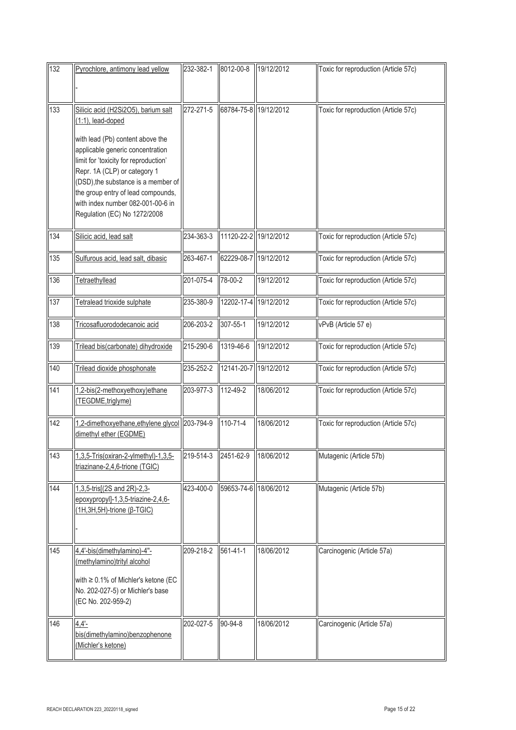| 132 | Pyrochlore, antimony lead yellow<br><br>- | 232-382-1 | 8012-00-8 | 19/12/2012 | Toxic for reproduction (Article 57c) |
|---|---|---|---|---|---|
| 133 | Silicic acid (H2Si2O5), barium salt (1:1), lead-doped<br><br>with lead (Pb) content above the applicable generic concentration limit for 'toxicity for reproduction' Repr. 1A (CLP) or category 1 (DSD),the substance is a member of the group entry of lead compounds, with index number 082-001-00-6 in Regulation (EC) No 1272/2008 | 272-271-5 | 68784-75-8 | 19/12/2012 | Toxic for reproduction (Article 57c) |
| 134 | Silicic acid, lead salt | 234-363-3 | 11120-22-2 | 19/12/2012 | Toxic for reproduction (Article 57c) |
| 135 | Sulfurous acid, lead salt, dibasic | 263-467-1 | 62229-08-7 | 19/12/2012 | Toxic for reproduction (Article 57c) |
| 136 | Tetraethyllead | 201-075-4 | 78-00-2 | 19/12/2012 | Toxic for reproduction (Article 57c) |
| 137 | Tetralead trioxide sulphate | 235-380-9 | 12202-17-4 | 19/12/2012 | Toxic for reproduction (Article 57c) |
| 138 | Tricosafluorododecanoic acid | 206-203-2 | 307-55-1 | 19/12/2012 | vPvB (Article 57 e) |
| 139 | Trilead bis(carbonate) dihydroxide | 215-290-6 | 1319-46-6 | 19/12/2012 | Toxic for reproduction (Article 57c) |
| 140 | Trilead dioxide phosphonate | 235-252-2 | 12141-20-7 | 19/12/2012 | Toxic for reproduction (Article 57c) |
| 141 | 1,2-bis(2-methoxyethoxy)ethane (TEGDME,triglyme) | 203-977-3 | 112-49-2 | 18/06/2012 | Toxic for reproduction (Article 57c) |
| 142 | 1,2-dimethoxyethane,ethylene glycol dimethyl ether (EGDME) | 203-794-9 | 110-71-4 | 18/06/2012 | Toxic for reproduction (Article 57c) |
| 143 | 1,3,5-Tris(oxiran-2-ylmethyl)-1,3,5-triazinane-2,4,6-trione (TGIC) | 219-514-3 | 2451-62-9 | 18/06/2012 | Mutagenic (Article 57b) |
| 144 | 1,3,5-tris[(2S and 2R)-2,3-epoxypropyl]-1,3,5-triazine-2,4,6-(1H,3H,5H)-trione (β-TGIC)<br><br>- | 423-400-0 | 59653-74-6 | 18/06/2012 | Mutagenic (Article 57b) |
| 145 | 4,4'-bis(dimethylamino)-4''-(methylamino)trityl alcohol<br><br>with ≥ 0.1% of Michler's ketone (EC No. 202-027-5) or Michler's base (EC No. 202-959-2) | 209-218-2 | 561-41-1 | 18/06/2012 | Carcinogenic (Article 57a) |
| 146 | 4,4'-bis(dimethylamino)benzophenone (Michler's ketone) | 202-027-5 | 90-94-8 | 18/06/2012 | Carcinogenic (Article 57a) |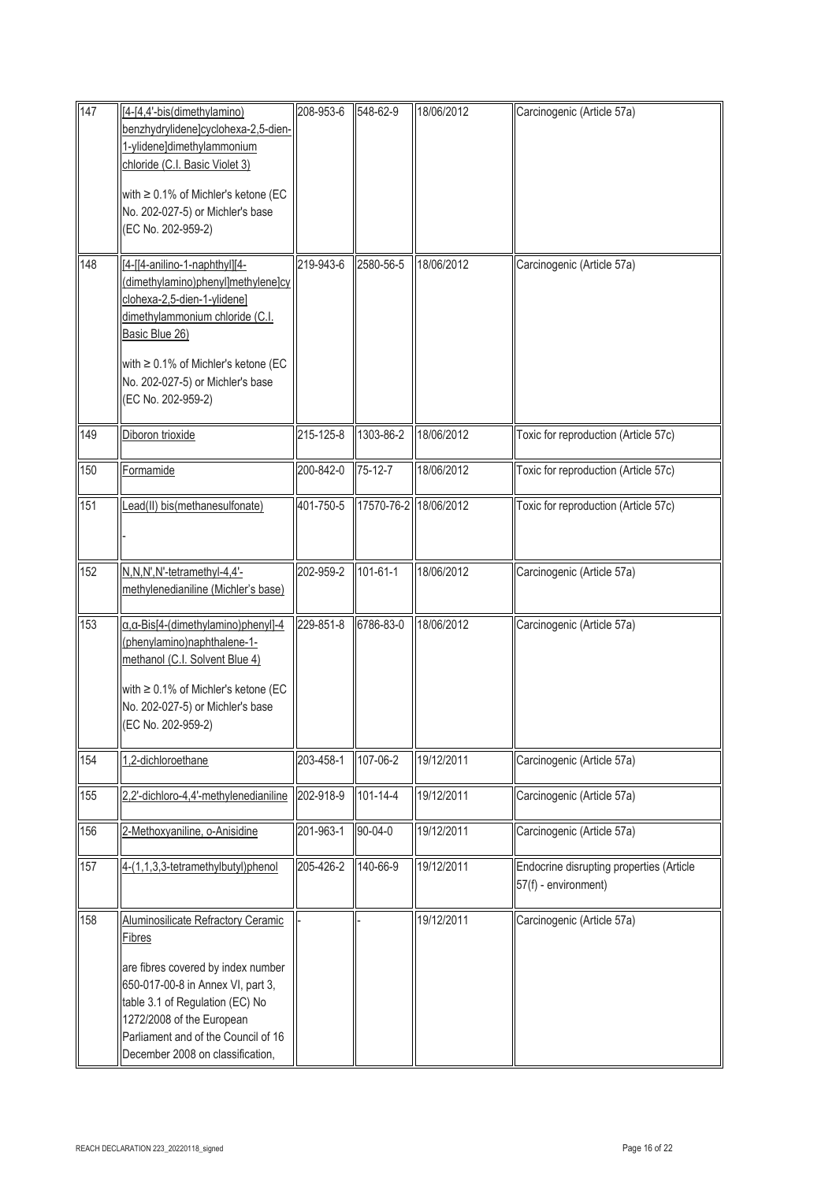| 147 | [4-[4,4'-bis(dimethylamino) benzhydrylidene]cyclohexa-2,5-dien-1-ylidene]dimethylammonium chloride (C.I. Basic Violet 3)<br><br>with ≥ 0.1% of Michler's ketone (EC No. 202-027-5) or Michler's base (EC No. 202-959-2) | 208-953-6 | 548-62-9 | 18/06/2012 | Carcinogenic (Article 57a) |
|---|---|---|---|---|---|
| 148 | [4-[[4-anilino-1-naphthyl][4-(dimethylamino)phenyl]methylene]cyclohexa-2,5-dien-1-ylidene] dimethylammonium chloride (C.I. Basic Blue 26)<br><br>with ≥ 0.1% of Michler's ketone (EC No. 202-027-5) or Michler's base (EC No. 202-959-2) | 219-943-6 | 2580-56-5 | 18/06/2012 | Carcinogenic (Article 57a) |
| 149 | Diboron trioxide | 215-125-8 | 1303-86-2 | 18/06/2012 | Toxic for reproduction (Article 57c) |
| 150 | Formamide | 200-842-0 | 75-12-7 | 18/06/2012 | Toxic for reproduction (Article 57c) |
| 151 | Lead(II) bis(methanesulfonate)<br><br>- | 401-750-5 | 17570-76-2 | 18/06/2012 | Toxic for reproduction (Article 57c) |
| 152 | N,N,N',N'-tetramethyl-4,4'-methylenedianiline (Michler's base) | 202-959-2 | 101-61-1 | 18/06/2012 | Carcinogenic (Article 57a) |
| 153 | α,α-Bis[4-(dimethylamino)phenyl]-4 (phenylamino)naphthalene-1-methanol (C.I. Solvent Blue 4)<br><br>with ≥ 0.1% of Michler's ketone (EC No. 202-027-5) or Michler's base (EC No. 202-959-2) | 229-851-8 | 6786-83-0 | 18/06/2012 | Carcinogenic (Article 57a) |
| 154 | 1,2-dichloroethane | 203-458-1 | 107-06-2 | 19/12/2011 | Carcinogenic (Article 57a) |
| 155 | 2,2'-dichloro-4,4'-methylenedianiline | 202-918-9 | 101-14-4 | 19/12/2011 | Carcinogenic (Article 57a) |
| 156 | 2-Methoxyaniline, o-Anisidine | 201-963-1 | 90-04-0 | 19/12/2011 | Carcinogenic (Article 57a) |
| 157 | 4-(1,1,3,3-tetramethylbutyl)phenol | 205-426-2 | 140-66-9 | 19/12/2011 | Endocrine disrupting properties (Article 57(f) - environment) |
| 158 | Aluminosilicate Refractory Ceramic Fibres<br><br>are fibres covered by index number 650-017-00-8 in Annex VI, part 3, table 3.1 of Regulation (EC) No 1272/2008 of the European Parliament and of the Council of 16 December 2008 on classification, | - | - | 19/12/2011 | Carcinogenic (Article 57a) |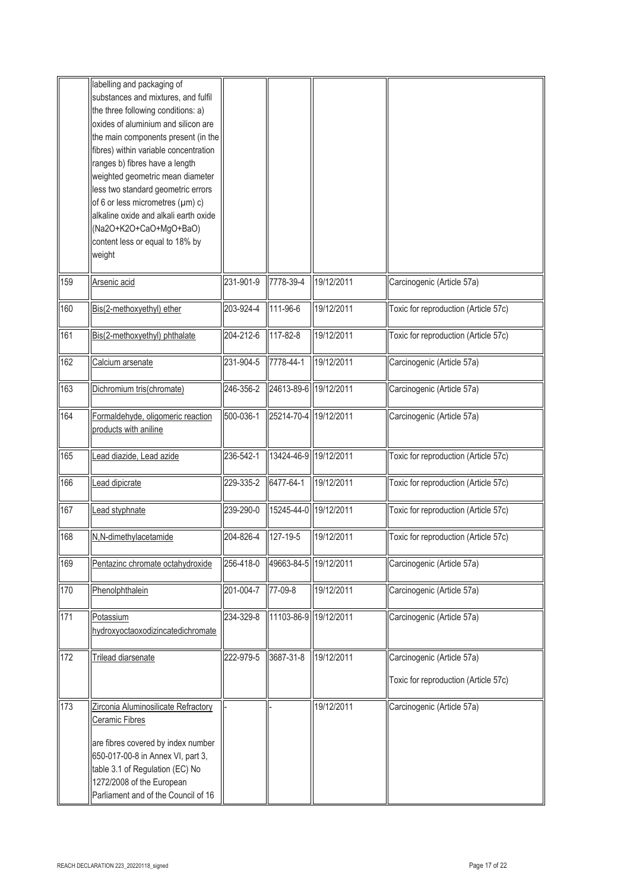| | | | | | |
|---|---|---|---|---|---|
| | labelling and packaging of substances and mixtures, and fulfil the three following conditions: a) oxides of aluminium and silicon are the main components present (in the fibres) within variable concentration ranges b) fibres have a length weighted geometric mean diameter less two standard geometric errors of 6 or less micrometres (µm) c) alkaline oxide and alkali earth oxide ($Na_2O+K_2O+CaO+MgO+BaO$) content less or equal to 18% by weight | | | | |
| 159 | Arsenic acid | 231-901-9 | 7778-39-4 | 19/12/2011 | Carcinogenic (Article 57a) |
| 160 | Bis(2-methoxyethyl) ether | 203-924-4 | 111-96-6 | 19/12/2011 | Toxic for reproduction (Article 57c) |
| 161 | Bis(2-methoxyethyl) phthalate | 204-212-6 | 117-82-8 | 19/12/2011 | Toxic for reproduction (Article 57c) |
| 162 | Calcium arsenate | 231-904-5 | 7778-44-1 | 19/12/2011 | Carcinogenic (Article 57a) |
| 163 | Dichromium tris(chromate) | 246-356-2 | 24613-89-6 | 19/12/2011 | Carcinogenic (Article 57a) |
| 164 | Formaldehyde, oligomeric reaction products with aniline | 500-036-1 | 25214-70-4 | 19/12/2011 | Carcinogenic (Article 57a) |
| 165 | Lead diazide, Lead azide | 236-542-1 | 13424-46-9 | 19/12/2011 | Toxic for reproduction (Article 57c) |
| 166 | Lead dipicrate | 229-335-2 | 6477-64-1 | 19/12/2011 | Toxic for reproduction (Article 57c) |
| 167 | Lead styphnate | 239-290-0 | 15245-44-0 | 19/12/2011 | Toxic for reproduction (Article 57c) |
| 168 | N,N-dimethylacetamide | 204-826-4 | 127-19-5 | 19/12/2011 | Toxic for reproduction (Article 57c) |
| 169 | Pentazinc chromate octahydroxide | 256-418-0 | 49663-84-5 | 19/12/2011 | Carcinogenic (Article 57a) |
| 170 | Phenolphthalein | 201-004-7 | 77-09-8 | 19/12/2011 | Carcinogenic (Article 57a) |
| 171 | Potassium hydroxyoctaoxodizincatedichromate | 234-329-8 | 11103-86-9 | 19/12/2011 | Carcinogenic (Article 57a) |
| 172 | Trilead diarsenate | 222-979-5 | 3687-31-8 | 19/12/2011 | Carcinogenic (Article 57a)<br><br>Toxic for reproduction (Article 57c) |
| 173 | Zirconia Aluminosilicate Refractory Ceramic Fibres<br><br>are fibres covered by index number 650-017-00-8 in Annex VI, part 3, table 3.1 of Regulation (EC) No 1272/2008 of the European Parliament and of the Council of 16 | - | - | 19/12/2011 | Carcinogenic (Article 57a) |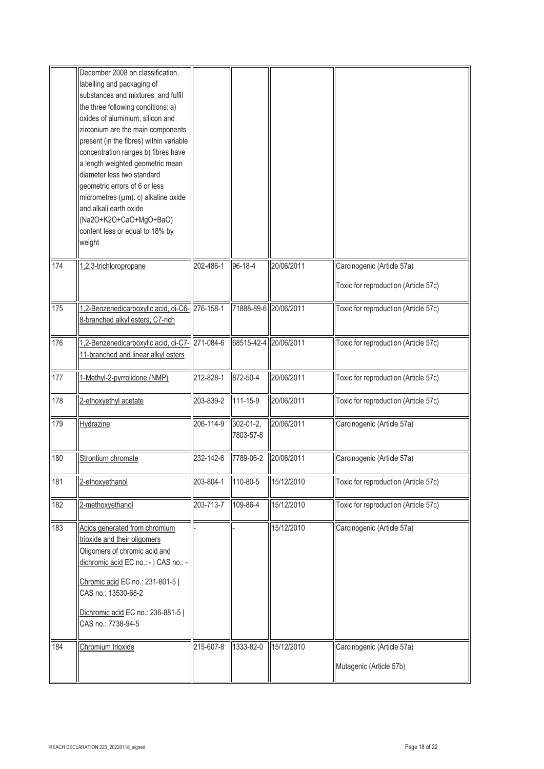| | | | | | |
|---|---|---|---|---|---|
| | December 2008 on classification, labelling and packaging of substances and mixtures, and fulfil the three following conditions: a) oxides of aluminium, silicon and zirconium are the main components present (in the fibres) within variable concentration ranges b) fibres have a length weighted geometric mean diameter less two standard geometric errors of 6 or less micrometres (µm). c) alkaline oxide and alkali earth oxide ($Na_2O+K_2O+CaO+MgO+BaO$) content less or equal to 18% by weight | | | | |
| 174 | 1,2,3-trichloropropane | 202-486-1 | 96-18-4 | 20/06/2011 | Carcinogenic (Article 57a)<br><br>Toxic for reproduction (Article 57c) |
| 175 | 1,2-Benzenedicarboxylic acid, di-C6-8-branched alkyl esters, C7-rich | 276-158-1 | 71888-89-6 | 20/06/2011 | Toxic for reproduction (Article 57c) |
| 176 | 1,2-Benzenedicarboxylic acid, di-C7-11-branched and linear alkyl esters | 271-084-6 | 68515-42-4 | 20/06/2011 | Toxic for reproduction (Article 57c) |
| 177 | 1-Methyl-2-pyrrolidone (NMP) | 212-828-1 | 872-50-4 | 20/06/2011 | Toxic for reproduction (Article 57c) |
| 178 | 2-ethoxyethyl acetate | 203-839-2 | 111-15-9 | 20/06/2011 | Toxic for reproduction (Article 57c) |
| 179 | Hydrazine | 206-114-9 | 302-01-2, 7803-57-8 | 20/06/2011 | Carcinogenic (Article 57a) |
| 180 | Strontium chromate | 232-142-6 | 7789-06-2 | 20/06/2011 | Carcinogenic (Article 57a) |
| 181 | 2-ethoxyethanol | 203-804-1 | 110-80-5 | 15/12/2010 | Toxic for reproduction (Article 57c) |
| 182 | 2-methoxyethanol | 203-713-7 | 109-86-4 | 15/12/2010 | Toxic for reproduction (Article 57c) |
| 183 | Acids generated from chromium trioxide and their oligomers<br>Oligomers of chromic acid and dichromic acid EC no.: - \| CAS no.: -<br><br>Chromic acid EC no.: 231-801-5 \| CAS no.: 13530-68-2<br><br>Dichromic acid EC no.: 236-881-5 \| CAS no.: 7738-94-5 | - | - | 15/12/2010 | Carcinogenic (Article 57a) |
| 184 | Chromium trioxide | 215-607-8 | 1333-82-0 | 15/12/2010 | Carcinogenic (Article 57a)<br><br>Mutagenic (Article 57b) |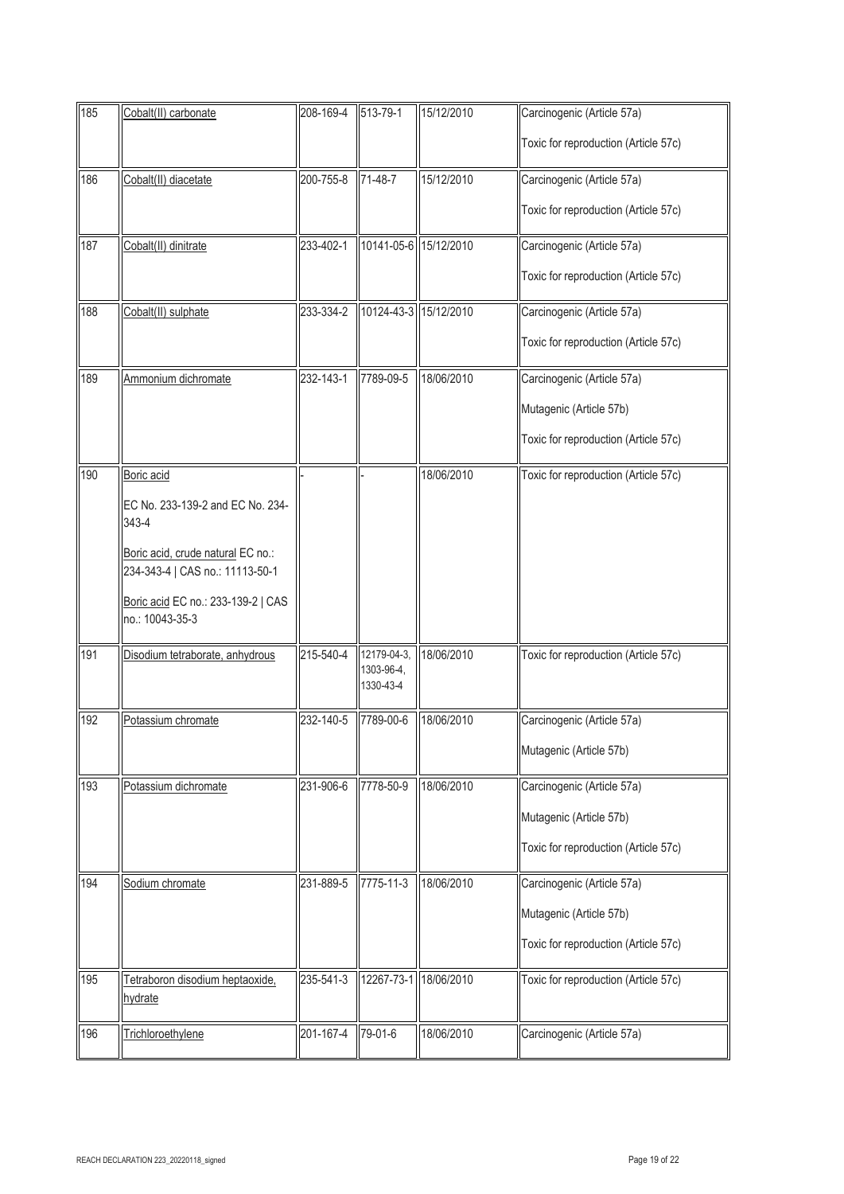| 185 | Cobalt(II) carbonate | 208-169-4 | 513-79-1 | 15/12/2010 | Carcinogenic (Article 57a)<br><br>Toxic for reproduction (Article 57c) |
|---|---|---|---|---|---|
| 186 | Cobalt(II) diacetate | 200-755-8 | 71-48-7 | 15/12/2010 | Carcinogenic (Article 57a)<br><br>Toxic for reproduction (Article 57c) |
| 187 | Cobalt(II) dinitrate | 233-402-1 | 10141-05-6 | 15/12/2010 | Carcinogenic (Article 57a)<br><br>Toxic for reproduction (Article 57c) |
| 188 | Cobalt(II) sulphate | 233-334-2 | 10124-43-3 | 15/12/2010 | Carcinogenic (Article 57a)<br><br>Toxic for reproduction (Article 57c) |
| 189 | Ammonium dichromate | 232-143-1 | 7789-09-5 | 18/06/2010 | Carcinogenic (Article 57a)<br><br>Mutagenic (Article 57b)<br><br>Toxic for reproduction (Article 57c) |
| 190 | Boric acid<br><br>EC No. 233-139-2 and EC No. 234-343-4<br><br>Boric acid, crude natural EC no.: 234-343-4 \| CAS no.: 11113-50-1<br><br>Boric acid EC no.: 233-139-2 \| CAS no.: 10043-35-3 | - | - | 18/06/2010 | Toxic for reproduction (Article 57c) |
| 191 | Disodium tetraborate, anhydrous | 215-540-4 | 12179-04-3, 1303-96-4, 1330-43-4 | 18/06/2010 | Toxic for reproduction (Article 57c) |
| 192 | Potassium chromate | 232-140-5 | 7789-00-6 | 18/06/2010 | Carcinogenic (Article 57a)<br><br>Mutagenic (Article 57b) |
| 193 | Potassium dichromate | 231-906-6 | 7778-50-9 | 18/06/2010 | Carcinogenic (Article 57a)<br><br>Mutagenic (Article 57b)<br><br>Toxic for reproduction (Article 57c) |
| 194 | Sodium chromate | 231-889-5 | 7775-11-3 | 18/06/2010 | Carcinogenic (Article 57a)<br><br>Mutagenic (Article 57b)<br><br>Toxic for reproduction (Article 57c) |
| 195 | Tetraboron disodium heptaoxide, hydrate | 235-541-3 | 12267-73-1 | 18/06/2010 | Toxic for reproduction (Article 57c) |
| 196 | Trichloroethylene | 201-167-4 | 79-01-6 | 18/06/2010 | Carcinogenic (Article 57a) |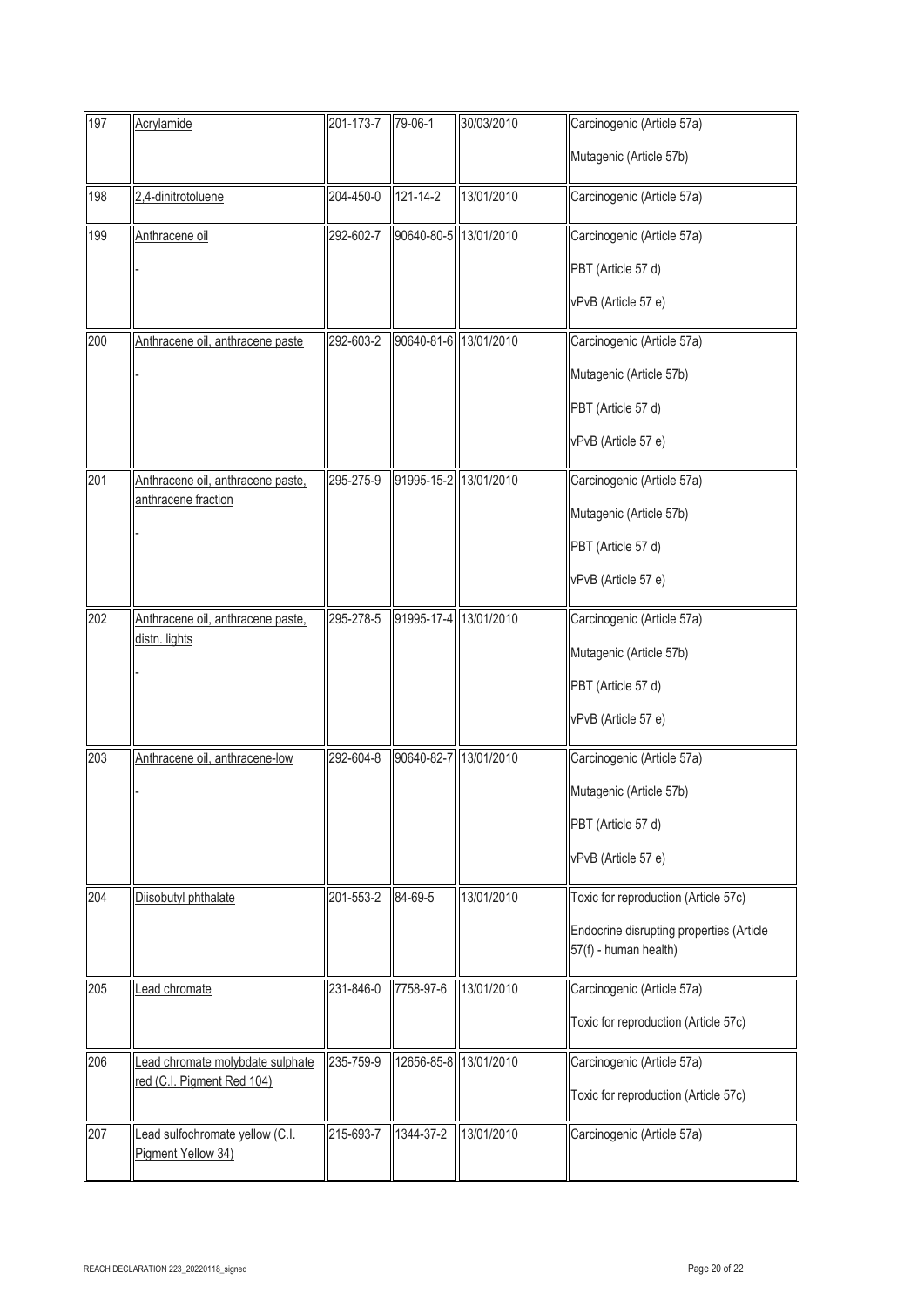| 197 | Acrylamide | 201-173-7 | 79-06-1 | 30/03/2010 | Carcinogenic (Article 57a)<br>Mutagenic (Article 57b) |
|---|---|---|---|---|---|
| 198 | 2,4-dinitrotoluene | 204-450-0 | 121-14-2 | 13/01/2010 | Carcinogenic (Article 57a) |
| 199 | Anthracene oil<br>- | 292-602-7 | 90640-80-5 | 13/01/2010 | Carcinogenic (Article 57a)<br>PBT (Article 57 d)<br>vPvB (Article 57 e) |
| 200 | Anthracene oil, anthracene paste<br>- | 292-603-2 | 90640-81-6 | 13/01/2010 | Carcinogenic (Article 57a)<br>Mutagenic (Article 57b)<br>PBT (Article 57 d)<br>vPvB (Article 57 e) |
| 201 | Anthracene oil, anthracene paste, anthracene fraction<br>- | 295-275-9 | 91995-15-2 | 13/01/2010 | Carcinogenic (Article 57a)<br>Mutagenic (Article 57b)<br>PBT (Article 57 d)<br>vPvB (Article 57 e) |
| 202 | Anthracene oil, anthracene paste, distn. lights<br>- | 295-278-5 | 91995-17-4 | 13/01/2010 | Carcinogenic (Article 57a)<br>Mutagenic (Article 57b)<br>PBT (Article 57 d)<br>vPvB (Article 57 e) |
| 203 | Anthracene oil, anthracene-low<br>- | 292-604-8 | 90640-82-7 | 13/01/2010 | Carcinogenic (Article 57a)<br>Mutagenic (Article 57b)<br>PBT (Article 57 d)<br>vPvB (Article 57 e) |
| 204 | Diisobutyl phthalate | 201-553-2 | 84-69-5 | 13/01/2010 | Toxic for reproduction (Article 57c)<br>Endocrine disrupting properties (Article 57(f) - human health) |
| 205 | Lead chromate | 231-846-0 | 7758-97-6 | 13/01/2010 | Carcinogenic (Article 57a)<br>Toxic for reproduction (Article 57c) |
| 206 | Lead chromate molybdate sulphate red (C.I. Pigment Red 104) | 235-759-9 | 12656-85-8 | 13/01/2010 | Carcinogenic (Article 57a)<br>Toxic for reproduction (Article 57c) |
| 207 | Lead sulfochromate yellow (C.I. Pigment Yellow 34) | 215-693-7 | 1344-37-2 | 13/01/2010 | Carcinogenic (Article 57a) |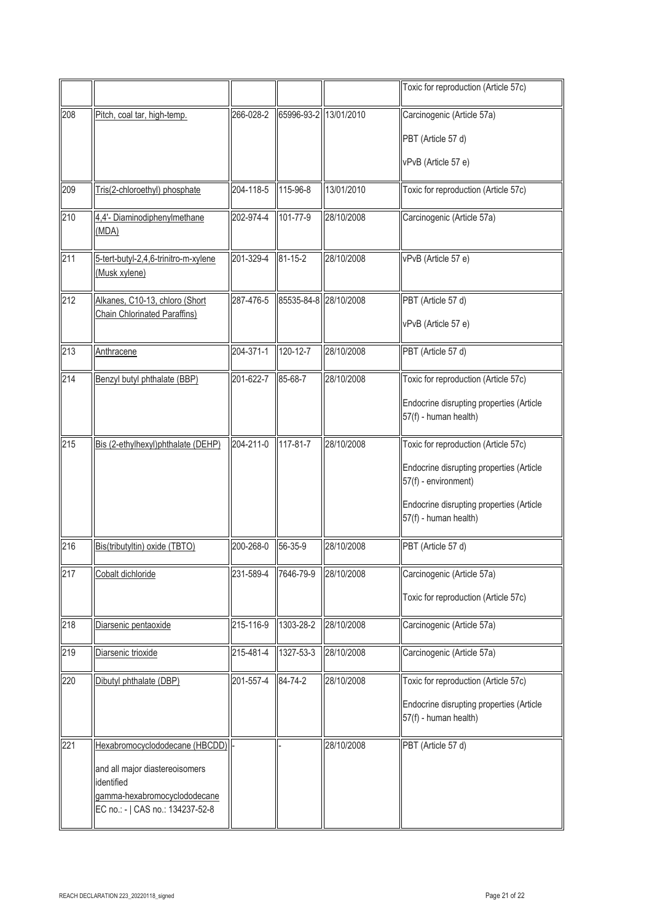| | | | | | |
|---|---|---|---|---|---|
| | | | | | Toxic for reproduction (Article 57c) |
| 208 | Pitch, coal tar, high-temp. | 266-028-2 | 65996-93-2 | 13/01/2010 | Carcinogenic (Article 57a)<br><br>PBT (Article 57 d)<br><br>vPvB (Article 57 e) |
| 209 | Tris(2-chloroethyl) phosphate | 204-118-5 | 115-96-8 | 13/01/2010 | Toxic for reproduction (Article 57c) |
| 210 | 4,4'- Diaminodiphenylmethane (MDA) | 202-974-4 | 101-77-9 | 28/10/2008 | Carcinogenic (Article 57a) |
| 211 | 5-tert-butyl-2,4,6-trinitro-m-xylene (Musk xylene) | 201-329-4 | 81-15-2 | 28/10/2008 | vPvB (Article 57 e) |
| 212 | Alkanes, C10-13, chloro (Short Chain Chlorinated Paraffins) | 287-476-5 | 85535-84-8 | 28/10/2008 | PBT (Article 57 d)<br><br>vPvB (Article 57 e) |
| 213 | Anthracene | 204-371-1 | 120-12-7 | 28/10/2008 | PBT (Article 57 d) |
| 214 | Benzyl butyl phthalate (BBP) | 201-622-7 | 85-68-7 | 28/10/2008 | Toxic for reproduction (Article 57c)<br><br>Endocrine disrupting properties (Article 57(f) - human health) |
| 215 | Bis (2-ethylhexyl)phthalate (DEHP) | 204-211-0 | 117-81-7 | 28/10/2008 | Toxic for reproduction (Article 57c)<br><br>Endocrine disrupting properties (Article 57(f) - environment)<br><br>Endocrine disrupting properties (Article 57(f) - human health) |
| 216 | Bis(tributyltin) oxide (TBTO) | 200-268-0 | 56-35-9 | 28/10/2008 | PBT (Article 57 d) |
| 217 | Cobalt dichloride | 231-589-4 | 7646-79-9 | 28/10/2008 | Carcinogenic (Article 57a)<br><br>Toxic for reproduction (Article 57c) |
| 218 | Diarsenic pentaoxide | 215-116-9 | 1303-28-2 | 28/10/2008 | Carcinogenic (Article 57a) |
| 219 | Diarsenic trioxide | 215-481-4 | 1327-53-3 | 28/10/2008 | Carcinogenic (Article 57a) |
| 220 | Dibutyl phthalate (DBP) | 201-557-4 | 84-74-2 | 28/10/2008 | Toxic for reproduction (Article 57c)<br><br>Endocrine disrupting properties (Article 57(f) - human health) |
| 221 | Hexabromocyclododecane (HBCDD)<br><br>and all major diastereoisomers identified<br>gamma-hexabromocyclododecane<br>EC no.: - \| CAS no.: 134237-52-8 | - | - | 28/10/2008 | PBT (Article 57 d) |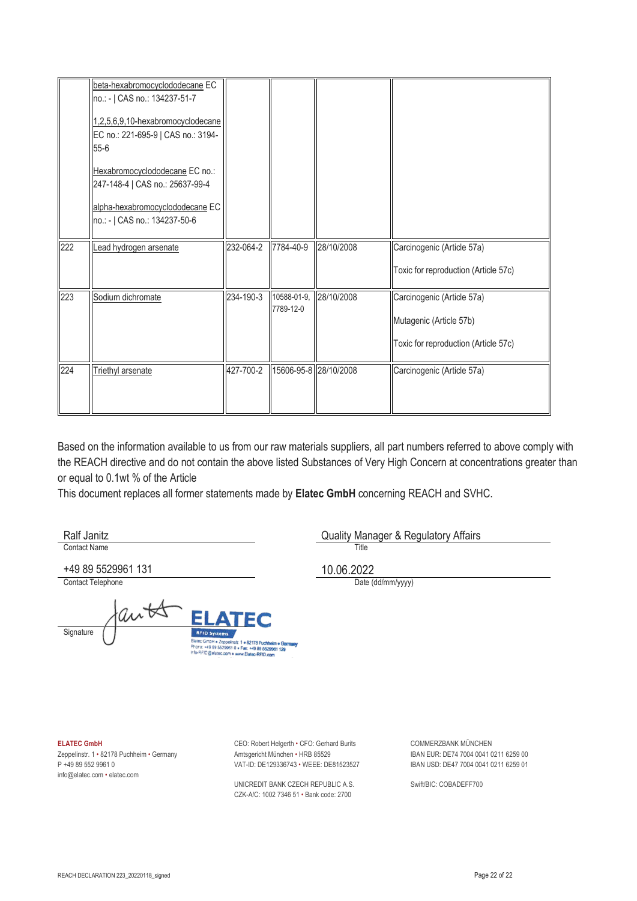| | | | | | |
|---|---|---|---|---|---|
| | beta-hexabromocyclododecane EC no.: - \| CAS no.: 134237-51-7<br><br>1,2,5,6,9,10-hexabromocyclodecane EC no.: 221-695-9 \| CAS no.: 3194-55-6<br><br>Hexabromocyclododecane EC no.: 247-148-4 \| CAS no.: 25637-99-4<br><br>alpha-hexabromocyclododecane EC no.: - \| CAS no.: 134237-50-6 | | | | |
| 222 | Lead hydrogen arsenate | 232-064-2 | 7784-40-9 | 28/10/2008 | Carcinogenic (Article 57a)<br><br>Toxic for reproduction (Article 57c) |
| 223 | Sodium dichromate | 234-190-3 | 10588-01-9, 7789-12-0 | 28/10/2008 | Carcinogenic (Article 57a)<br><br>Mutagenic (Article 57b)<br><br>Toxic for reproduction (Article 57c) |
| 224 | Triethyl arsenate | 427-700-2 | 15606-95-8 | 28/10/2008 | Carcinogenic (Article 57a) |

Based on the information available to us from our raw materials suppliers, all part numbers referred to above comply with the REACH directive and do not contain the above listed Substances of Very High Concern at concentrations greater than or equal to 0.1wt % of the Article

This document replaces all former statements made by **Elatec GmbH** concerning REACH and SVHC.

Ralf Janitz
Contact Name

Quality Manager & Regulatory Affairs
Title

+49 89 5529961 131
Contact Telephone

10.06.2022
Date (dd/mm/yyyy)

Signature

ELATEC
RFID Systems
Elatec GmbH • Zeppelinstr. 1 • 82178 Puchheim • Germany
Phone: +49 89 5529961 0 • Fax: +49 89 5529961 129
info-RFID@elatec.com • www.Elatec-RFID.com

**ELATEC GmbH**
Zeppelinstr. 1 • 82178 Puchheim • Germany
P +49 89 552 9961 0
info@elatec.com • elatec.com

CEO: Robert Helgerth • CFO: Gerhard Burits
Amtsgericht München • HRB 85529
VAT-ID: DE129336743 • WEEE: DE81523527

UNICREDIT BANK CZECH REPUBLIC A.S.
CZK-A/C: 1002 7346 51 • Bank code: 2700

COMMERZBANK MÜNCHEN
IBAN EUR: DE74 7004 0041 0211 6259 00
IBAN USD: DE47 7004 0041 0211 6259 01

Swift/BIC: COBADEFF700

REACH DECLARATION 223_20220118_signed